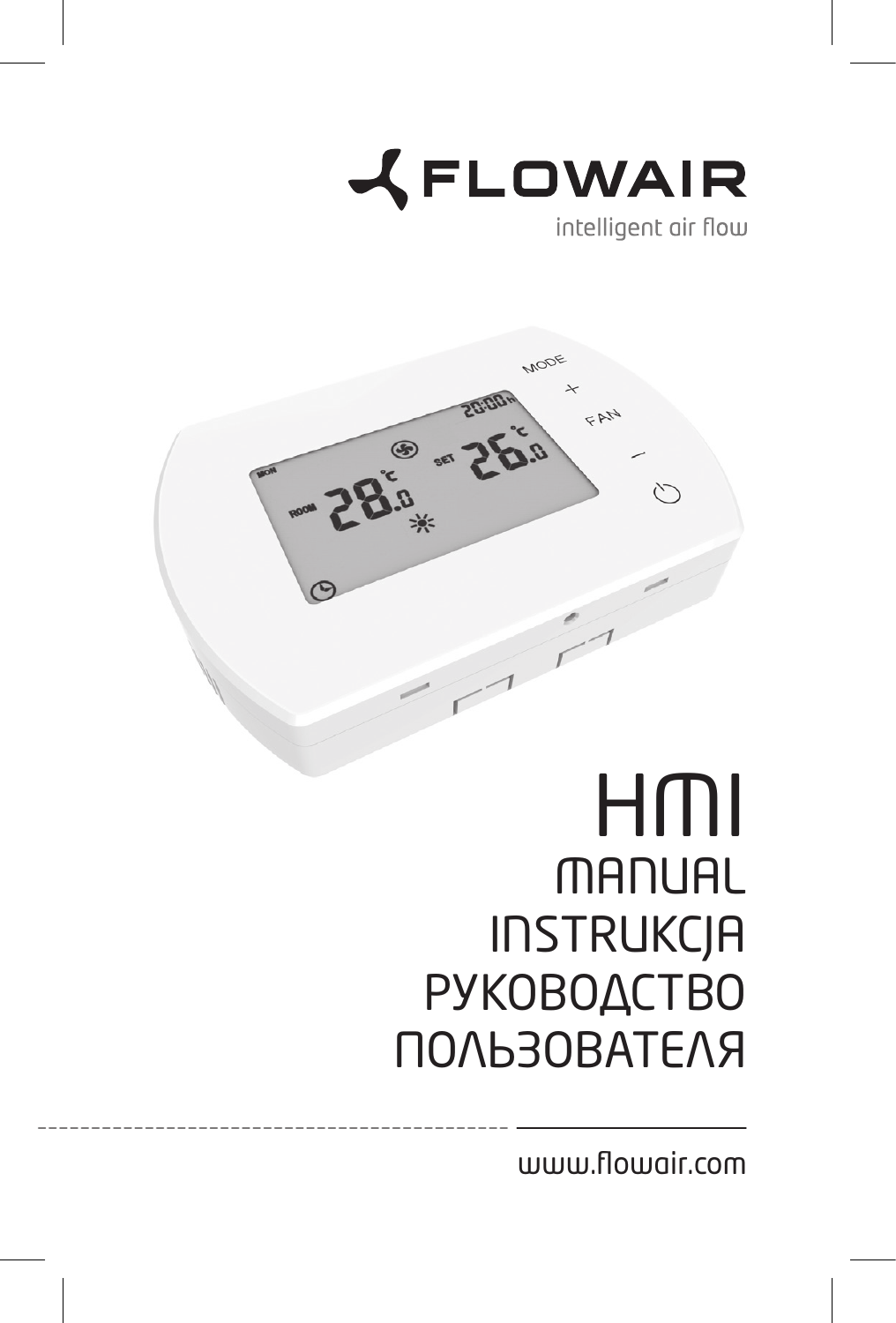FLOWAIR

intelligent air flow

# HMI

## MANUAL
## INSTRUKCJA
## РУКОВОДСТВО ПОЛЬЗОВАТЕЛЯ

www.flowair.com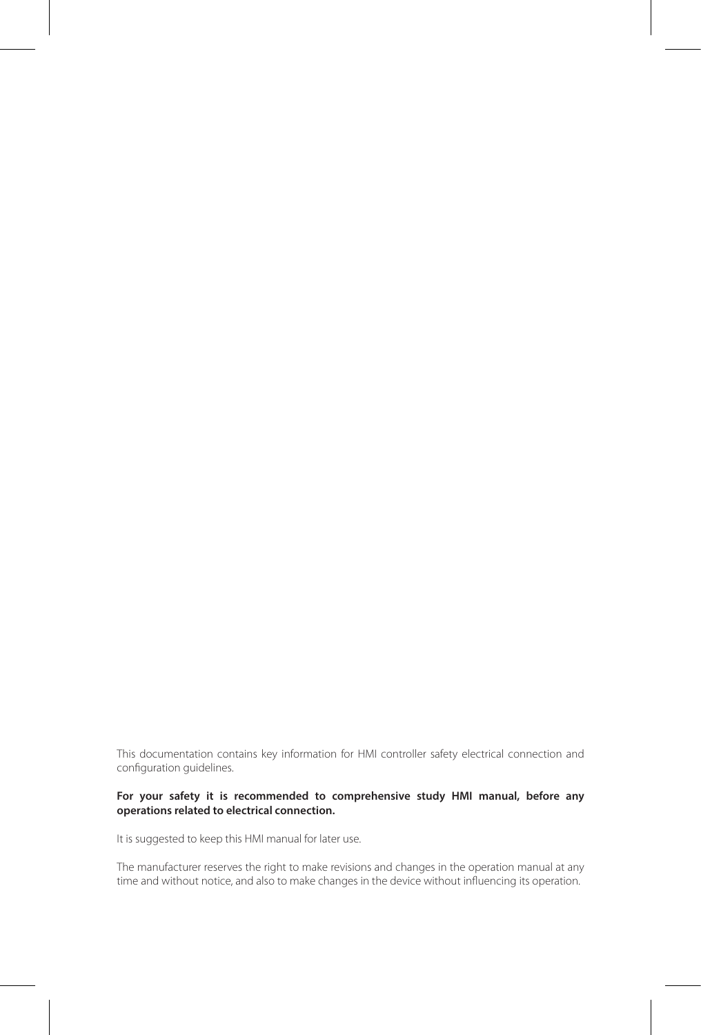This documentation contains key information for HMI controller safety electrical connection and configuration guidelines.

**For your safety it is recommended to comprehensive study HMI manual, before any operations related to electrical connection.**

It is suggested to keep this HMI manual for later use.

The manufacturer reserves the right to make revisions and changes in the operation manual at any time and without notice, and also to make changes in the device without influencing its operation.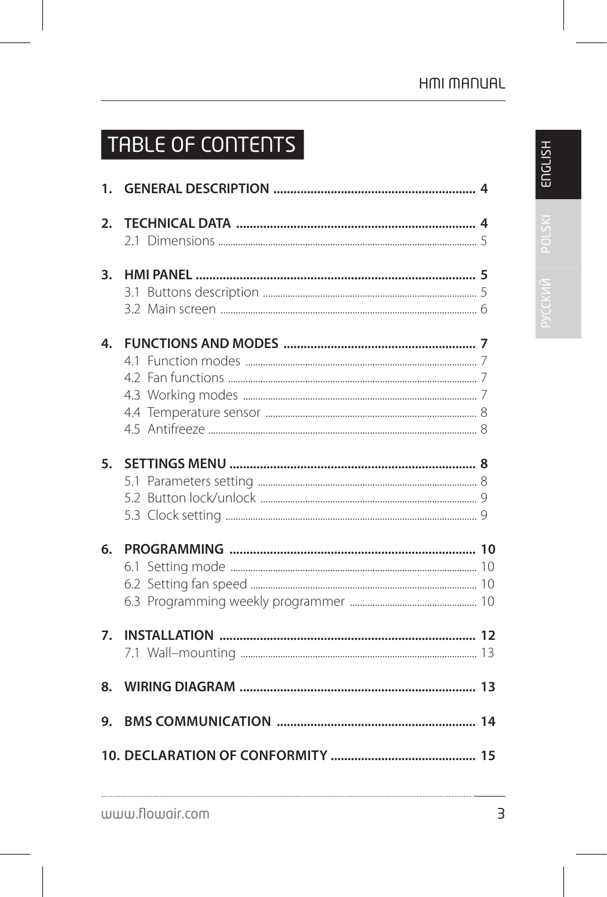# TABLE OF CONTENTS

1. **GENERAL DESCRIPTION** ............ 4
2. **TECHNICAL DATA** ............ 4
   - 2.1 Dimensions ............ 5
3. **HMI PANEL** ............ 5
   - 3.1 Buttons description ............ 5
   - 3.2 Main screen ............ 6
4. **FUNCTIONS AND MODES** ............ 7
   - 4.1 Function modes ............ 7
   - 4.2 Fan functions ............ 7
   - 4.3 Working modes ............ 7
   - 4.4 Temperature sensor ............ 8
   - 4.5 Antifreeze ............ 8
5. **SETTINGS MENU** ............ 8
   - 5.1 Parameters setting ............ 8
   - 5.2 Button lock/unlock ............ 9
   - 5.3 Clock setting ............ 9
6. **PROGRAMMING** ............ 10
   - 6.1 Setting mode ............ 10
   - 6.2 Setting fan speed ............ 10
   - 6.3 Programming weekly programmer ............ 10
7. **INSTALLATION** ............ 12
   - 7.1 Wall–mounting ............ 13
8. **WIRING DIAGRAM** ............ 13
9. **BMS COMMUNICATION** ............ 14
10. **DECLARATION OF CONFORMITY** ............ 15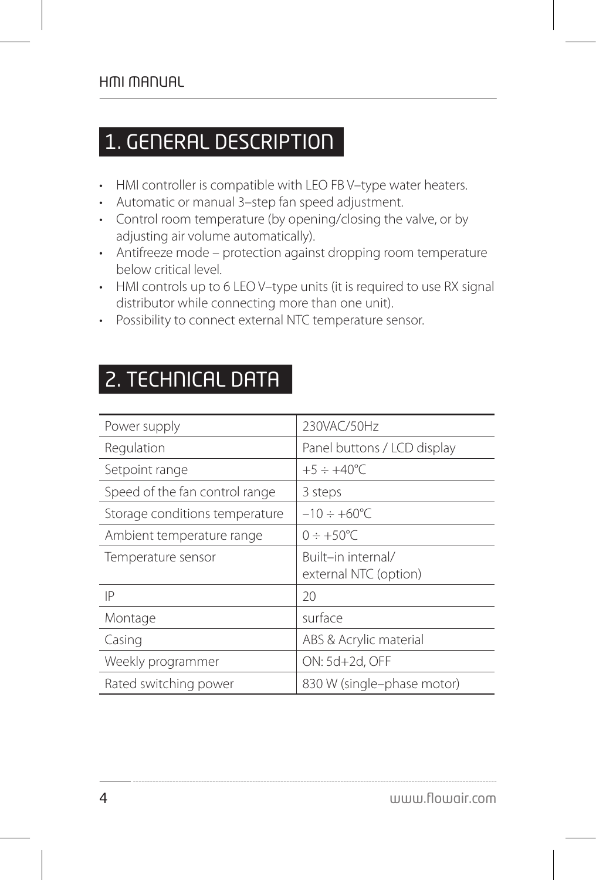## 1. GENERAL DESCRIPTION

- HMI controller is compatible with LEO FB V–type water heaters.
- Automatic or manual 3–step fan speed adjustment.
- Control room temperature (by opening/closing the valve, or by adjusting air volume automatically).
- Antifreeze mode – protection against dropping room temperature below critical level.
- HMI controls up to 6 LEO V–type units (it is required to use RX signal distributor while connecting more than one unit).
- Possibility to connect external NTC temperature sensor.

## 2. TECHNICAL DATA

| | |
|---|---|
| Power supply | 230VAC/50Hz |
| Regulation | Panel buttons / LCD display |
| Setpoint range | +5 ÷ +40°C |
| Speed of the fan control range | 3 steps |
| Storage conditions temperature | –10 ÷ +60°C |
| Ambient temperature range | 0 ÷ +50°C |
| Temperature sensor | Built–in internal/ external NTC (option) |
| IP | 20 |
| Montage | surface |
| Casing | ABS & Acrylic material |
| Weekly programmer | ON: 5d+2d, OFF |
| Rated switching power | 830 W (single–phase motor) |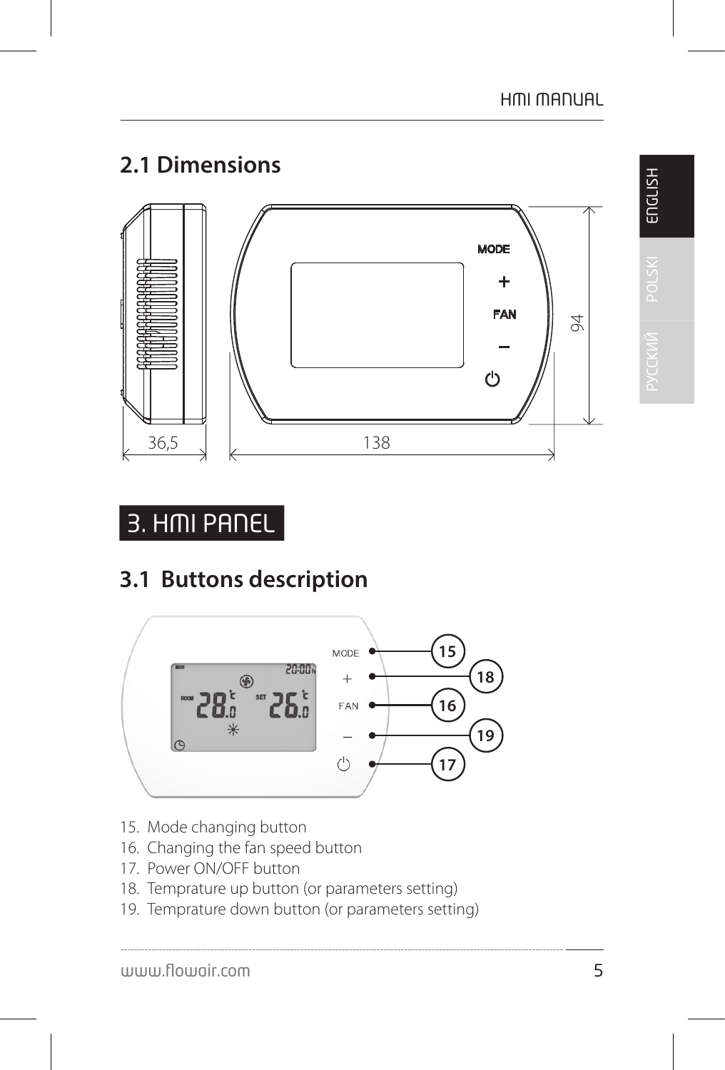## 2.1 Dimensions

# 3. HMI PANEL

## 3.1 Buttons description

15. Mode changing button
16. Changing the fan speed button
17. Power ON/OFF button
18. Temprature up button (or parameters setting)
19. Temprature down button (or parameters setting)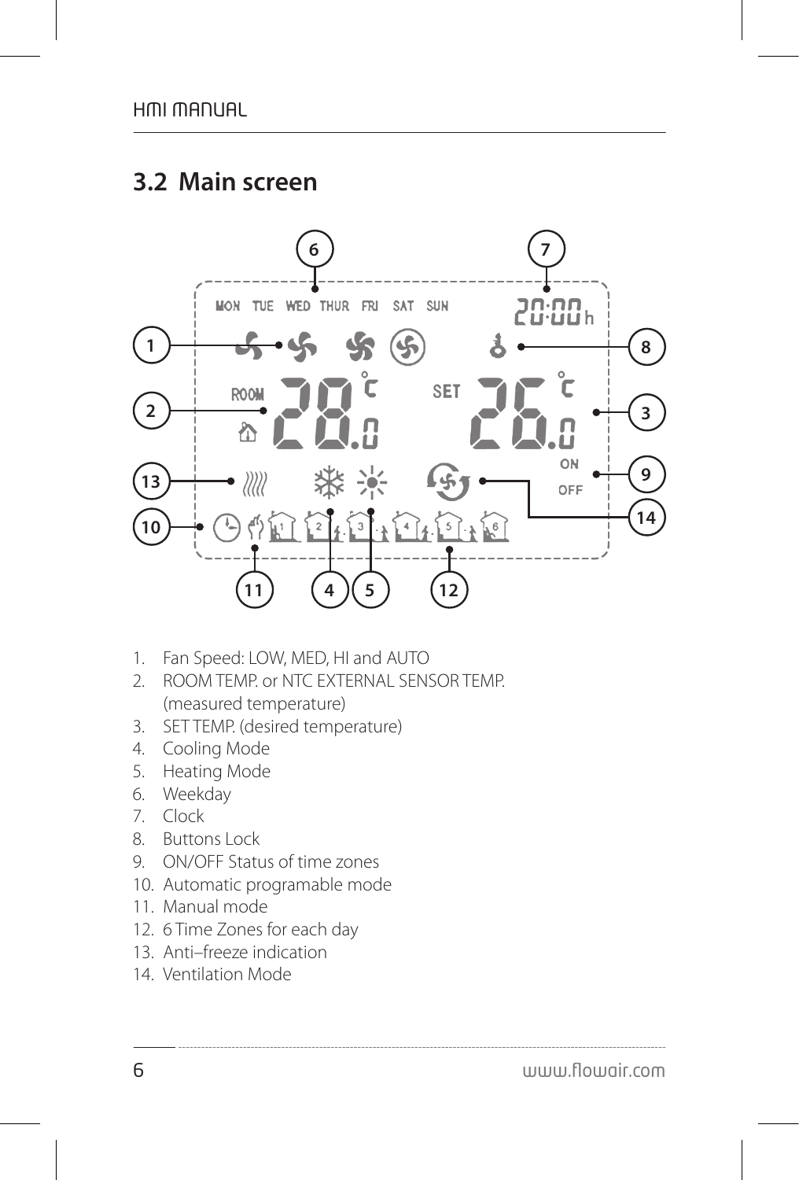## 3.2 Main screen

1. Fan Speed: LOW, MED, HI and AUTO
2. ROOM TEMP. or NTC EXTERNAL SENSOR TEMP. (measured temperature)
3. SET TEMP. (desired temperature)
4. Cooling Mode
5. Heating Mode
6. Weekday
7. Clock
8. Buttons Lock
9. ON/OFF Status of time zones
10. Automatic programable mode
11. Manual mode
12. 6 Time Zones for each day
13. Anti–freeze indication
14. Ventilation Mode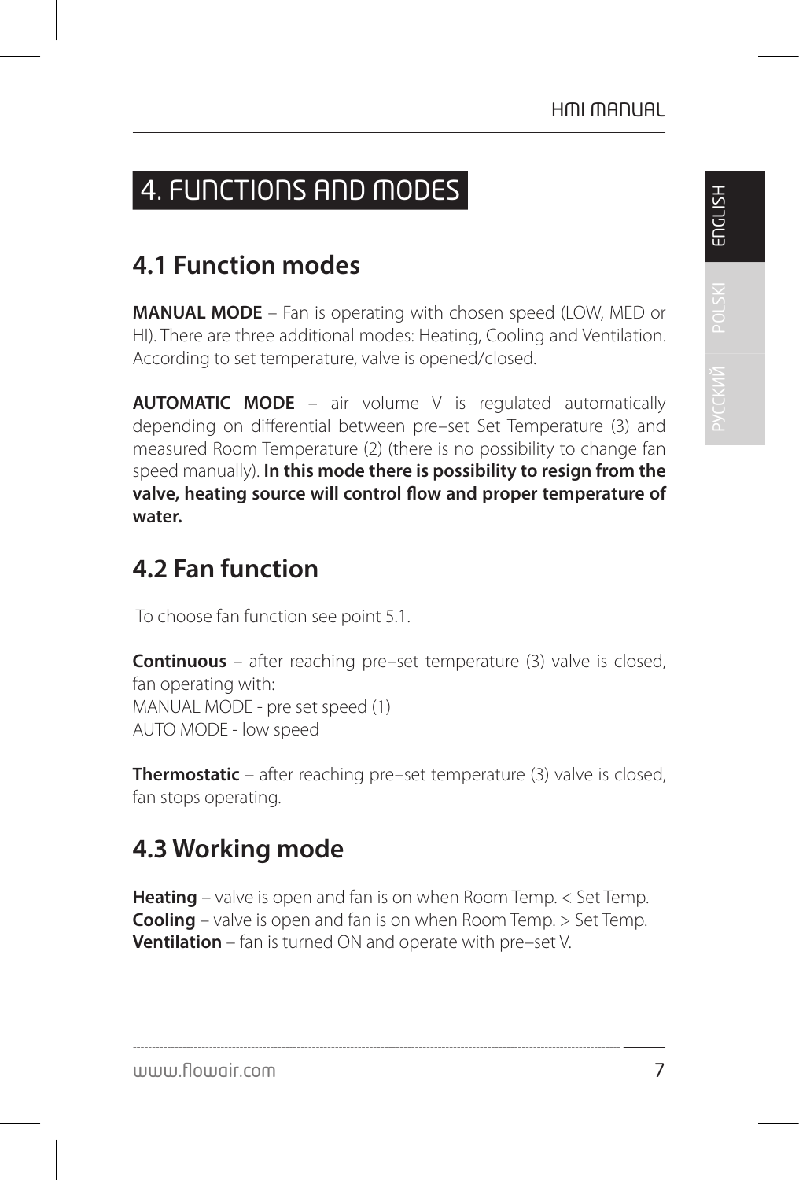# 4. FUNCTIONS AND MODES

## 4.1 Function modes

**MANUAL MODE** – Fan is operating with chosen speed (LOW, MED or HI). There are three additional modes: Heating, Cooling and Ventilation. According to set temperature, valve is opened/closed.

**AUTOMATIC MODE** – air volume V is regulated automatically depending on differential between pre–set Set Temperature (3) and measured Room Temperature (2) (there is no possibility to change fan speed manually). **In this mode there is possibility to resign from the valve, heating source will control flow and proper temperature of water.**

## 4.2 Fan function

To choose fan function see point 5.1.

**Continuous** – after reaching pre–set temperature (3) valve is closed, fan operating with:
MANUAL MODE - pre set speed (1)
AUTO MODE - low speed

**Thermostatic** – after reaching pre–set temperature (3) valve is closed, fan stops operating.

## 4.3 Working mode

**Heating** – valve is open and fan is on when Room Temp. < Set Temp.
**Cooling** – valve is open and fan is on when Room Temp. > Set Temp.
**Ventilation** – fan is turned ON and operate with pre–set V.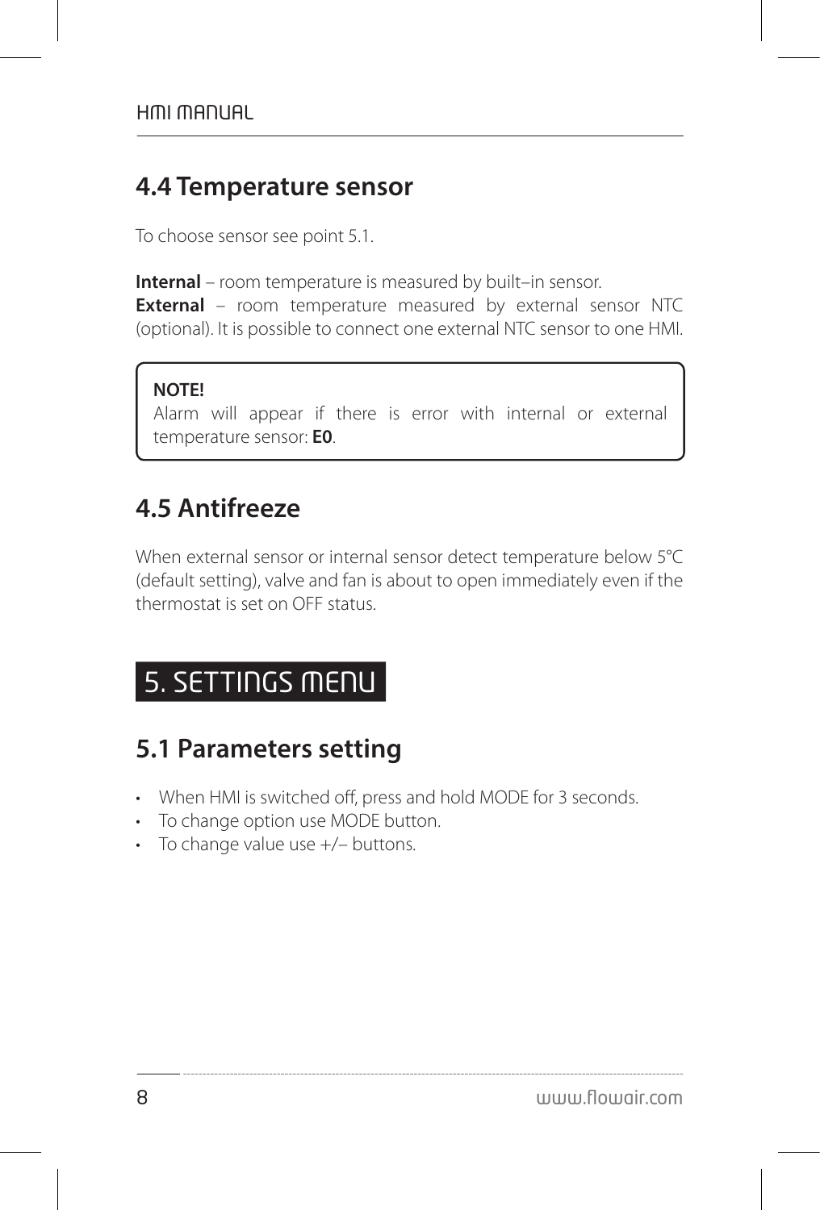## 4.4 Temperature sensor

To choose sensor see point 5.1.

**Internal** – room temperature is measured by built–in sensor.
**External** – room temperature measured by external sensor NTC (optional). It is possible to connect one external NTC sensor to one HMI.

> **NOTE!**
> Alarm will appear if there is error with internal or external temperature sensor: **E0**.

## 4.5 Antifreeze

When external sensor or internal sensor detect temperature below 5°C (default setting), valve and fan is about to open immediately even if the thermostat is set on OFF status.

# 5. SETTINGS MENU

## 5.1 Parameters setting

- When HMI is switched off, press and hold MODE for 3 seconds.
- To change option use MODE button.
- To change value use +/– buttons.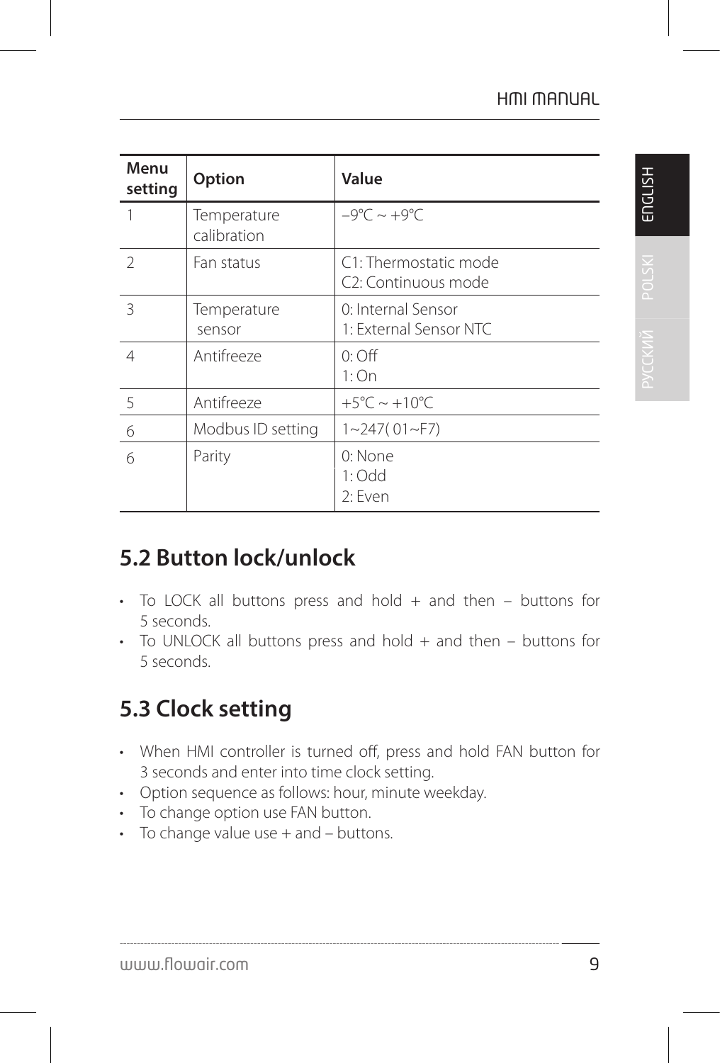| Menu setting | Option | Value |
|---|---|---|
| 1 | Temperature calibration | –9°C ~ +9°C |
| 2 | Fan status | C1: Thermostatic mode<br>C2: Continuous mode |
| 3 | Temperature sensor | 0: Internal Sensor<br>1: External Sensor NTC |
| 4 | Antifreeze | 0: Off<br>1: On |
| 5 | Antifreeze | +5°C ~ +10°C |
| 6 | Modbus ID setting | 1~247( 01~F7) |
| 6 | Parity | 0: None<br>1: Odd<br>2: Even |

## 5.2 Button lock/unlock

- To LOCK all buttons press and hold + and then – buttons for 5 seconds.
- To UNLOCK all buttons press and hold + and then – buttons for 5 seconds.

## 5.3 Clock setting

- When HMI controller is turned off, press and hold FAN button for 3 seconds and enter into time clock setting.
- Option sequence as follows: hour, minute weekday.
- To change option use FAN button.
- To change value use + and – buttons.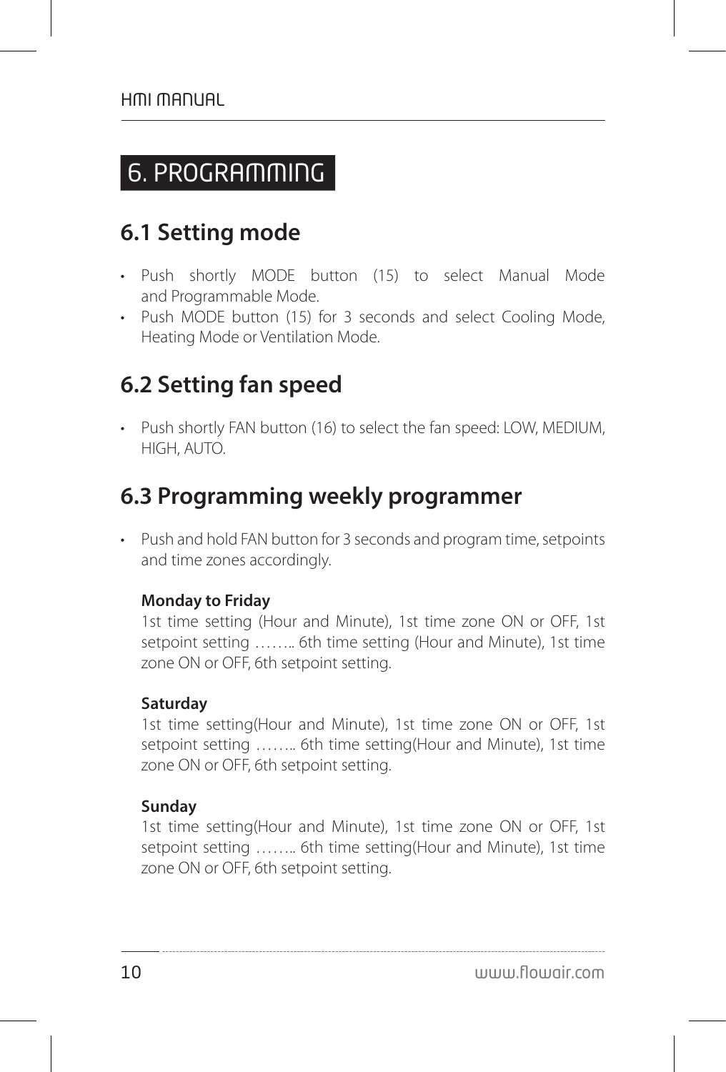# 6. PROGRAMMING

## 6.1 Setting mode

- Push shortly MODE button (15) to select Manual Mode and Programmable Mode.
- Push MODE button (15) for 3 seconds and select Cooling Mode, Heating Mode or Ventilation Mode.

## 6.2 Setting fan speed

- Push shortly FAN button (16) to select the fan speed: LOW, MEDIUM, HIGH, AUTO.

## 6.3 Programming weekly programmer

- Push and hold FAN button for 3 seconds and program time, setpoints and time zones accordingly.

  **Monday to Friday**
  1st time setting (Hour and Minute), 1st time zone ON or OFF, 1st setpoint setting …….. 6th time setting (Hour and Minute), 1st time zone ON or OFF, 6th setpoint setting.

  **Saturday**
  1st time setting(Hour and Minute), 1st time zone ON or OFF, 1st setpoint setting …….. 6th time setting(Hour and Minute), 1st time zone ON or OFF, 6th setpoint setting.

  **Sunday**
  1st time setting(Hour and Minute), 1st time zone ON or OFF, 1st setpoint setting …….. 6th time setting(Hour and Minute), 1st time zone ON or OFF, 6th setpoint setting.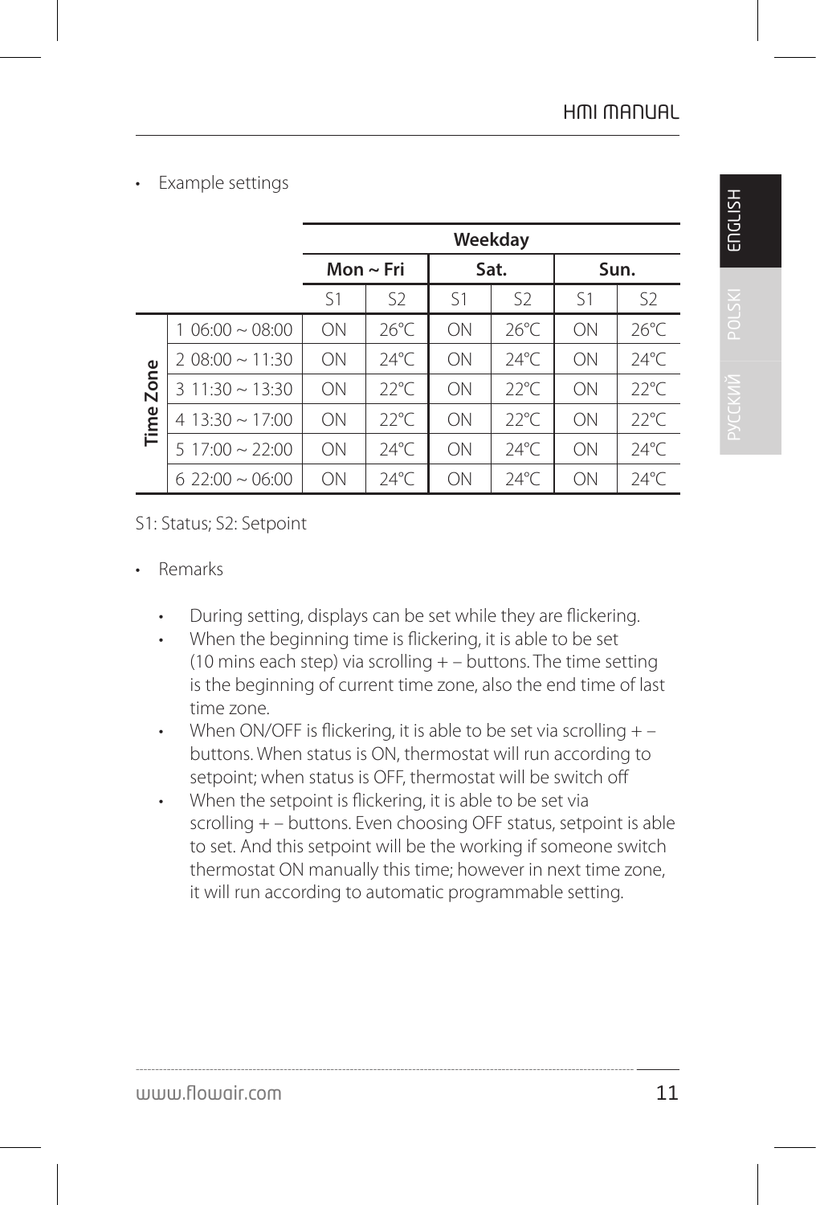- Example settings

| | | Weekday | | | | | |
|---|---|---|---|---|---|---|---|
| | | **Mon ~ Fri** | | **Sat.** | | **Sun.** | |
| | | S1 | S2 | S1 | S2 | S1 | S2 |
| **Time Zone** | 1 06:00 ~ 08:00 | ON | 26°C | ON | 26°C | ON | 26°C |
| | 2 08:00 ~ 11:30 | ON | 24°C | ON | 24°C | ON | 24°C |
| | 3 11:30 ~ 13:30 | ON | 22°C | ON | 22°C | ON | 22°C |
| | 4 13:30 ~ 17:00 | ON | 22°C | ON | 22°C | ON | 22°C |
| | 5 17:00 ~ 22:00 | ON | 24°C | ON | 24°C | ON | 24°C |
| | 6 22:00 ~ 06:00 | ON | 24°C | ON | 24°C | ON | 24°C |

S1: Status; S2: Setpoint

- Remarks
  - During setting, displays can be set while they are flickering.
  - When the beginning time is flickering, it is able to be set (10 mins each step) via scrolling + – buttons. The time setting is the beginning of current time zone, also the end time of last time zone.
  - When ON/OFF is flickering, it is able to be set via scrolling + – buttons. When status is ON, thermostat will run according to setpoint; when status is OFF, thermostat will be switch off
  - When the setpoint is flickering, it is able to be set via scrolling + – buttons. Even choosing OFF status, setpoint is able to set. And this setpoint will be the working if someone switch thermostat ON manually this time; however in next time zone, it will run according to automatic programmable setting.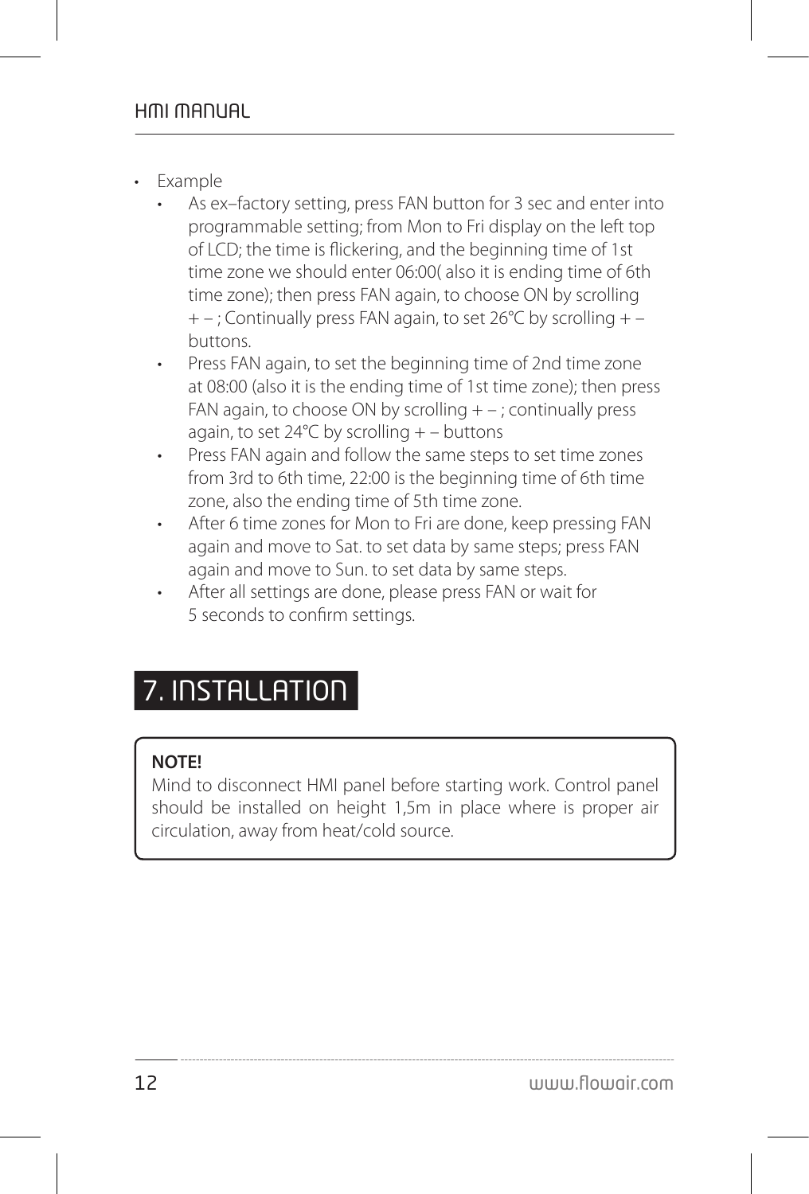- Example
  - As ex–factory setting, press FAN button for 3 sec and enter into programmable setting; from Mon to Fri display on the left top of LCD; the time is flickering, and the beginning time of 1st time zone we should enter 06:00( also it is ending time of 6th time zone); then press FAN again, to choose ON by scrolling + – ; Continually press FAN again, to set 26°C by scrolling + – buttons.
  - Press FAN again, to set the beginning time of 2nd time zone at 08:00 (also it is the ending time of 1st time zone); then press FAN again, to choose ON by scrolling + – ; continually press again, to set 24°C by scrolling + – buttons
  - Press FAN again and follow the same steps to set time zones from 3rd to 6th time, 22:00 is the beginning time of 6th time zone, also the ending time of 5th time zone.
  - After 6 time zones for Mon to Fri are done, keep pressing FAN again and move to Sat. to set data by same steps; press FAN again and move to Sun. to set data by same steps.
  - After all settings are done, please press FAN or wait for 5 seconds to confirm settings.

# 7. INSTALLATION

**NOTE!**
Mind to disconnect HMI panel before starting work. Control panel should be installed on height 1,5m in place where is proper air circulation, away from heat/cold source.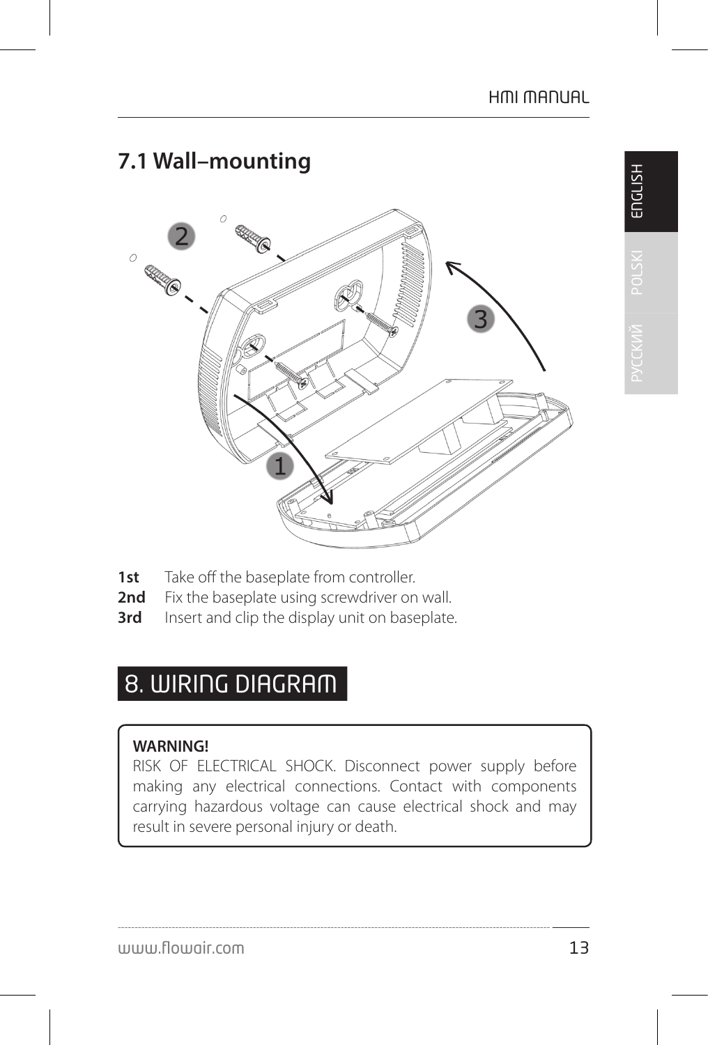## 7.1 Wall–mounting

**1st** Take off the baseplate from controller.
**2nd** Fix the baseplate using screwdriver on wall.
**3rd** Insert and clip the display unit on baseplate.

# 8. WIRING DIAGRAM

**WARNING!**
RISK OF ELECTRICAL SHOCK. Disconnect power supply before making any electrical connections. Contact with components carrying hazardous voltage can cause electrical shock and may result in severe personal injury or death.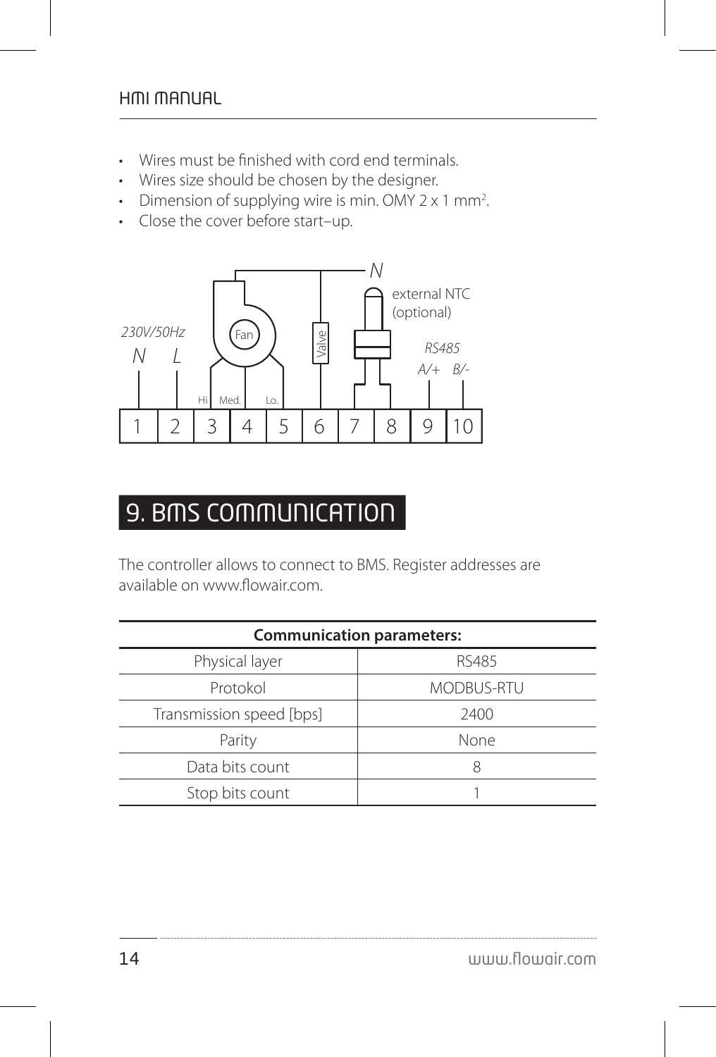- Wires must be finished with cord end terminals.
- Wires size should be chosen by the designer.
- Dimension of supplying wire is min. OMY 2 x 1 mm$^2$.
- Close the cover before start–up.

# 9. BMS COMMUNICATION

The controller allows to connect to BMS. Register addresses are available on www.flowair.com.

| Communication parameters: | |
|---|---|
| Physical layer | RS485 |
| Protokol | MODBUS-RTU |
| Transmission speed [bps] | 2400 |
| Parity | None |
| Data bits count | 8 |
| Stop bits count | 1 |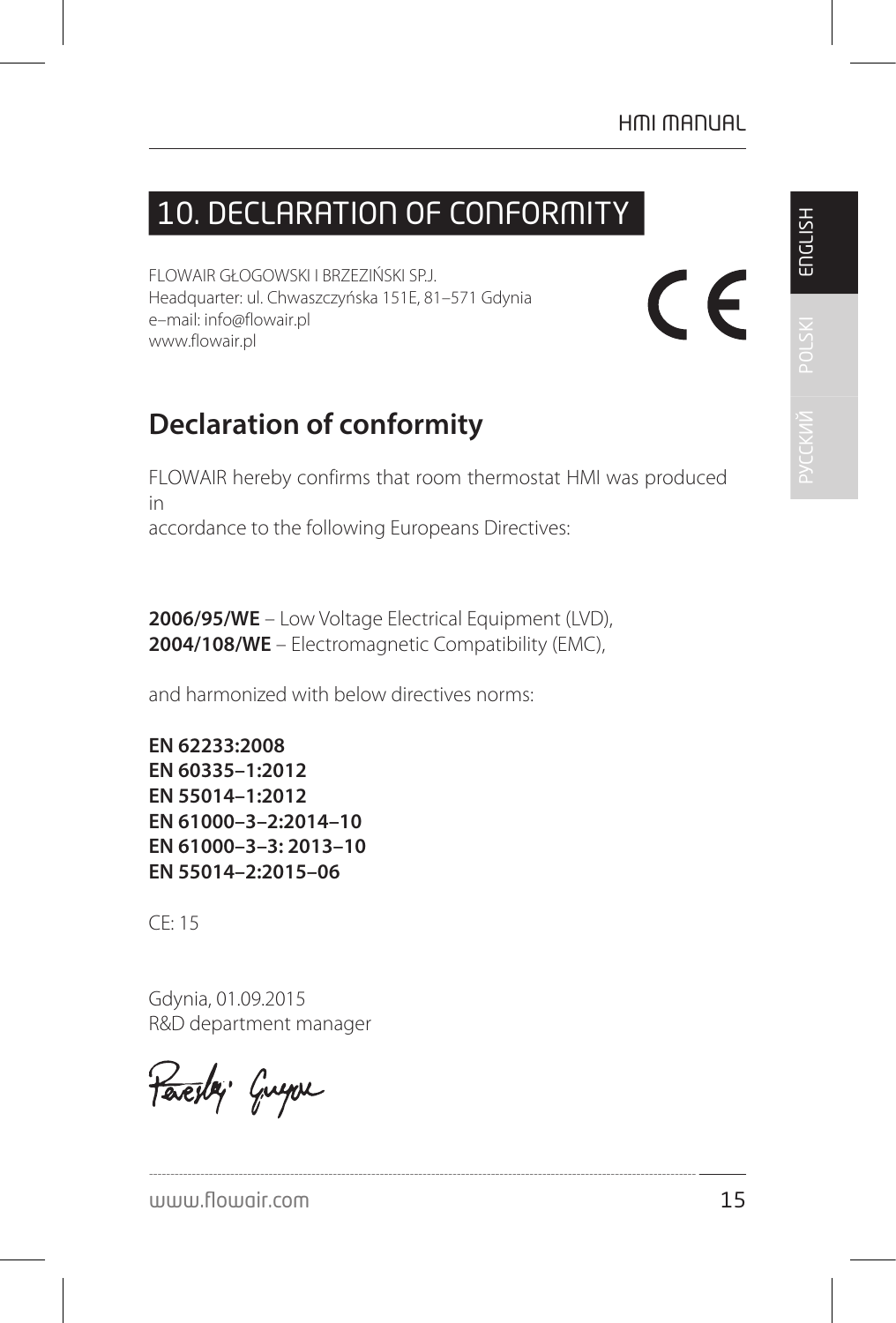# 10. DECLARATION OF CONFORMITY

FLOWAIR GŁOGOWSKI I BRZEZIŃSKI SP.J.
Headquarter: ul. Chwaszczyńska 151E, 81–571 Gdynia
e–mail: info@flowair.pl
www.flowair.pl

CE

## Declaration of conformity

FLOWAIR hereby confirms that room thermostat HMI was produced in
accordance to the following Europeans Directives:

**2006/95/WE** – Low Voltage Electrical Equipment (LVD),
**2004/108/WE** – Electromagnetic Compatibility (EMC),

and harmonized with below directives norms:

**EN 62233:2008**
**EN 60335–1:2012**
**EN 55014–1:2012**
**EN 61000–3–2:2014–10**
**EN 61000–3–3: 2013–10**
**EN 55014–2:2015–06**

CE: 15

Gdynia, 01.09.2015
R&D department manager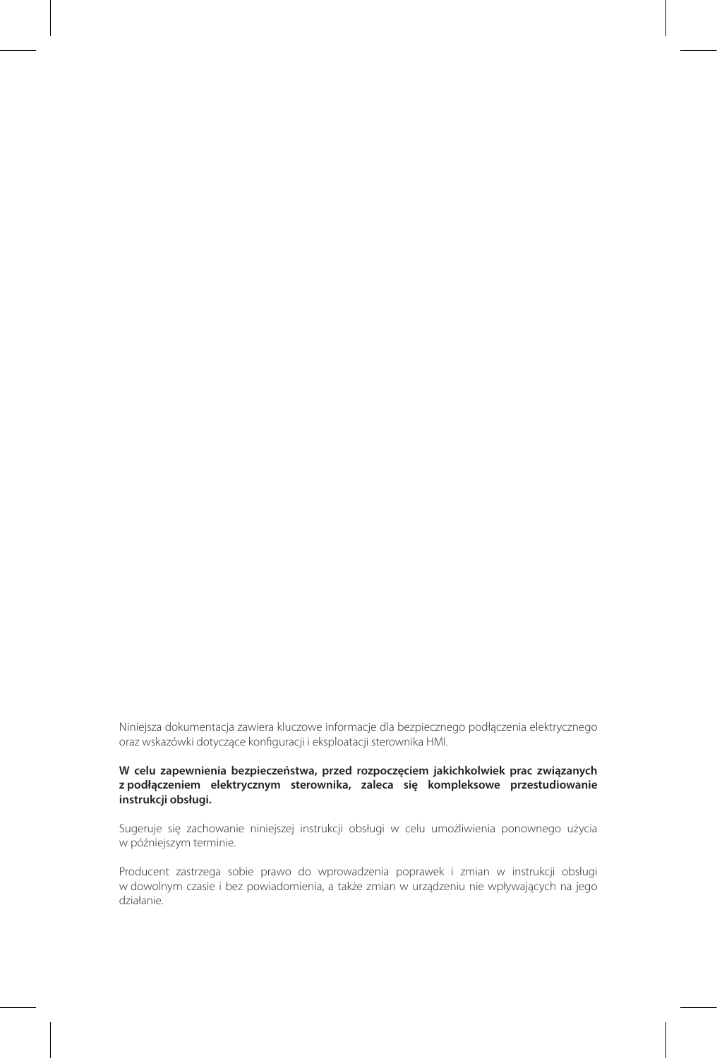Niniejsza dokumentacja zawiera kluczowe informacje dla bezpiecznego podłączenia elektrycznego oraz wskazówki dotyczące konfiguracji i eksploatacji sterownika HMI.

**W celu zapewnienia bezpieczeństwa, przed rozpoczęciem jakichkolwiek prac związanych z podłączeniem elektrycznym sterownika, zaleca się kompleksowe przestudiowanie instrukcji obsługi.**

Sugeruje się zachowanie niniejszej instrukcji obsługi w celu umożliwienia ponownego użycia w późniejszym terminie.

Producent zastrzega sobie prawo do wprowadzenia poprawek i zmian w instrukcji obsługi w dowolnym czasie i bez powiadomienia, a także zmian w urządzeniu nie wpływających na jego działanie.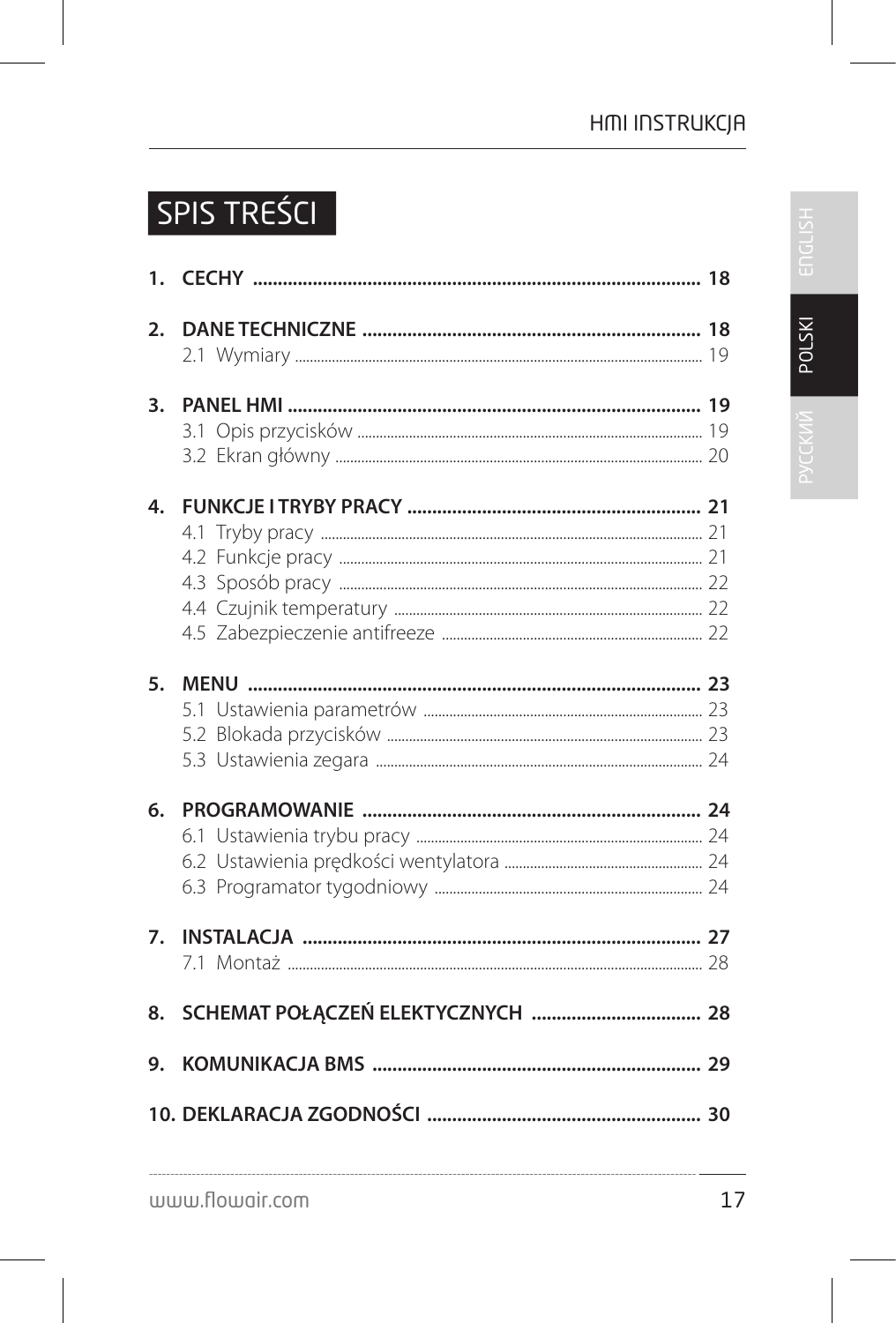# SPIS TREŚCI

**1. CECHY .......................................................................................... 18**

**2. DANE TECHNICZNE ................................................................... 18**
- 2.1 Wymiary ........................................................................................................ 19

**3. PANEL HMI ................................................................................... 19**
- 3.1 Opis przycisków .......................................................................................... 19
- 3.2 Ekran główny ............................................................................................... 20

**4. FUNKCJE I TRYBY PRACY .......................................................... 21**
- 4.1 Tryby pracy .................................................................................................. 21
- 4.2 Funkcje pracy .............................................................................................. 21
- 4.3 Sposób pracy .............................................................................................. 22
- 4.4 Czujnik temperatury ................................................................................... 22
- 4.5 Zabezpieczenie antifreeze ......................................................................... 22

**5. MENU ........................................................................................... 23**
- 5.1 Ustawienia parametrów ............................................................................. 23
- 5.2 Blokada przycisków .................................................................................... 23
- 5.3 Ustawienia zegara ....................................................................................... 24

**6. PROGRAMOWANIE ................................................................... 24**
- 6.1 Ustawienia trybu pracy ............................................................................. 24
- 6.2 Ustawienia prędkości wentylatora .......................................................... 24
- 6.3 Programator tygodniowy .......................................................................... 24

**7. INSTALACJA ................................................................................ 27**
- 7.1 Montaż ......................................................................................................... 28

**8. SCHEMAT POŁĄCZEŃ ELEKTYCZNYCH .................................. 28**

**9. KOMUNIKACJA BMS .................................................................. 29**

**10. DEKLARACJA ZGODNOŚCI ....................................................... 30**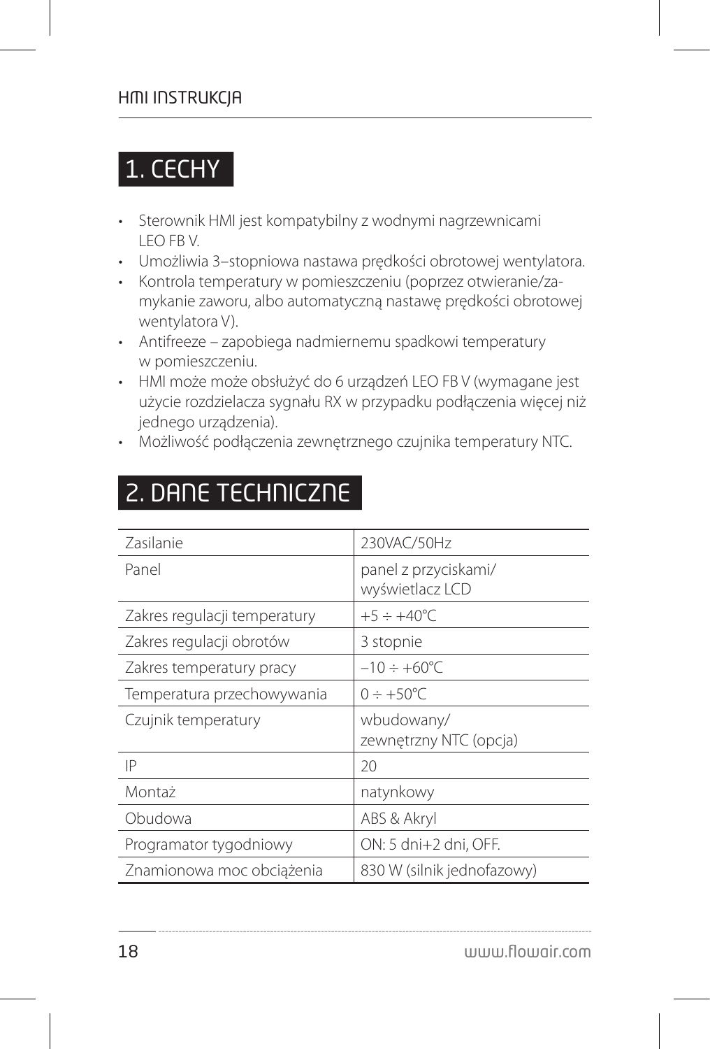## 1. CECHY

- Sterownik HMI jest kompatybilny z wodnymi nagrzewnicami LEO FB V.
- Umożliwia 3–stopniowa nastawa prędkości obrotowej wentylatora.
- Kontrola temperatury w pomieszczeniu (poprzez otwieranie/zamykanie zaworu, albo automatyczną nastawę prędkości obrotowej wentylatora V).
- Antifreeze – zapobiega nadmiernemu spadkowi temperatury w pomieszczeniu.
- HMI może może obsłużyć do 6 urządzeń LEO FB V (wymagane jest użycie rozdzielacza sygnału RX w przypadku podłączenia więcej niż jednego urządzenia).
- Możliwość podłączenia zewnętrznego czujnika temperatury NTC.

## 2. DANE TECHNICZNE

| | |
|---|---|
| Zasilanie | 230VAC/50Hz |
| Panel | panel z przyciskami/ wyświetlacz LCD |
| Zakres regulacji temperatury | +5 ÷ +40°C |
| Zakres regulacji obrotów | 3 stopnie |
| Zakres temperatury pracy | –10 ÷ +60°C |
| Temperatura przechowywania | 0 ÷ +50°C |
| Czujnik temperatury | wbudowany/ zewnętrzny NTC (opcja) |
| IP | 20 |
| Montaż | natynkowy |
| Obudowa | ABS & Akryl |
| Programator tygodniowy | ON: 5 dni+2 dni, OFF. |
| Znamionowa moc obciążenia | 830 W (silnik jednofazowy) |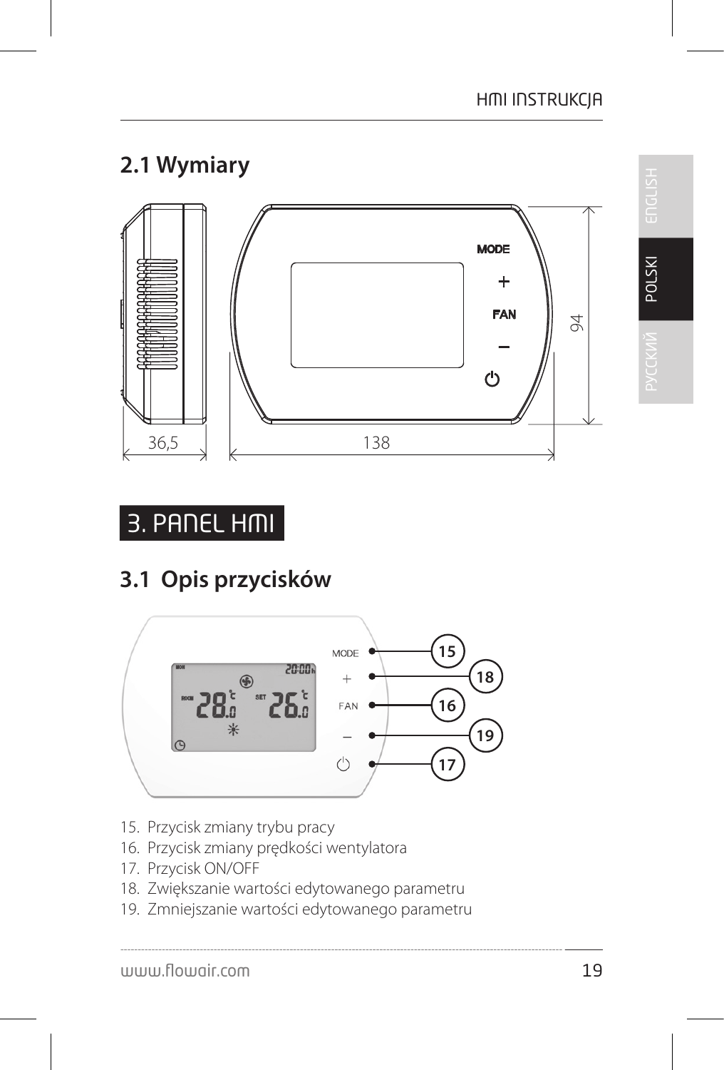## 2.1 Wymiary

# 3. PANEL HMI

## 3.1 Opis przycisków

15. Przycisk zmiany trybu pracy
16. Przycisk zmiany prędkości wentylatora
17. Przycisk ON/OFF
18. Zwiększanie wartości edytowanego parametru
19. Zmniejszanie wartości edytowanego parametru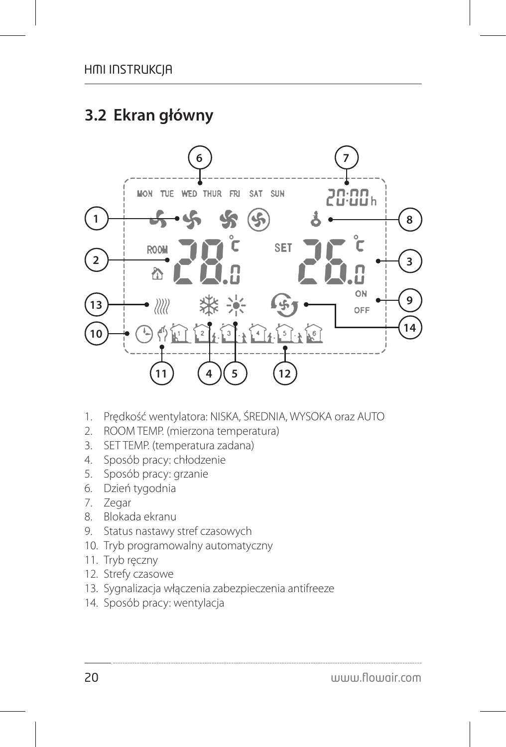## 3.2 Ekran główny

1. Prędkość wentylatora: NISKA, ŚREDNIA, WYSOKA oraz AUTO
2. ROOM TEMP. (mierzona temperatura)
3. SET TEMP. (temperatura zadana)
4. Sposób pracy: chłodzenie
5. Sposób pracy: grzanie
6. Dzień tygodnia
7. Zegar
8. Blokada ekranu
9. Status nastawy stref czasowych
10. Tryb programowalny automatyczny
11. Tryb ręczny
12. Strefy czasowe
13. Sygnalizacja włączenia zabezpieczenia antifreeze
14. Sposób pracy: wentylacja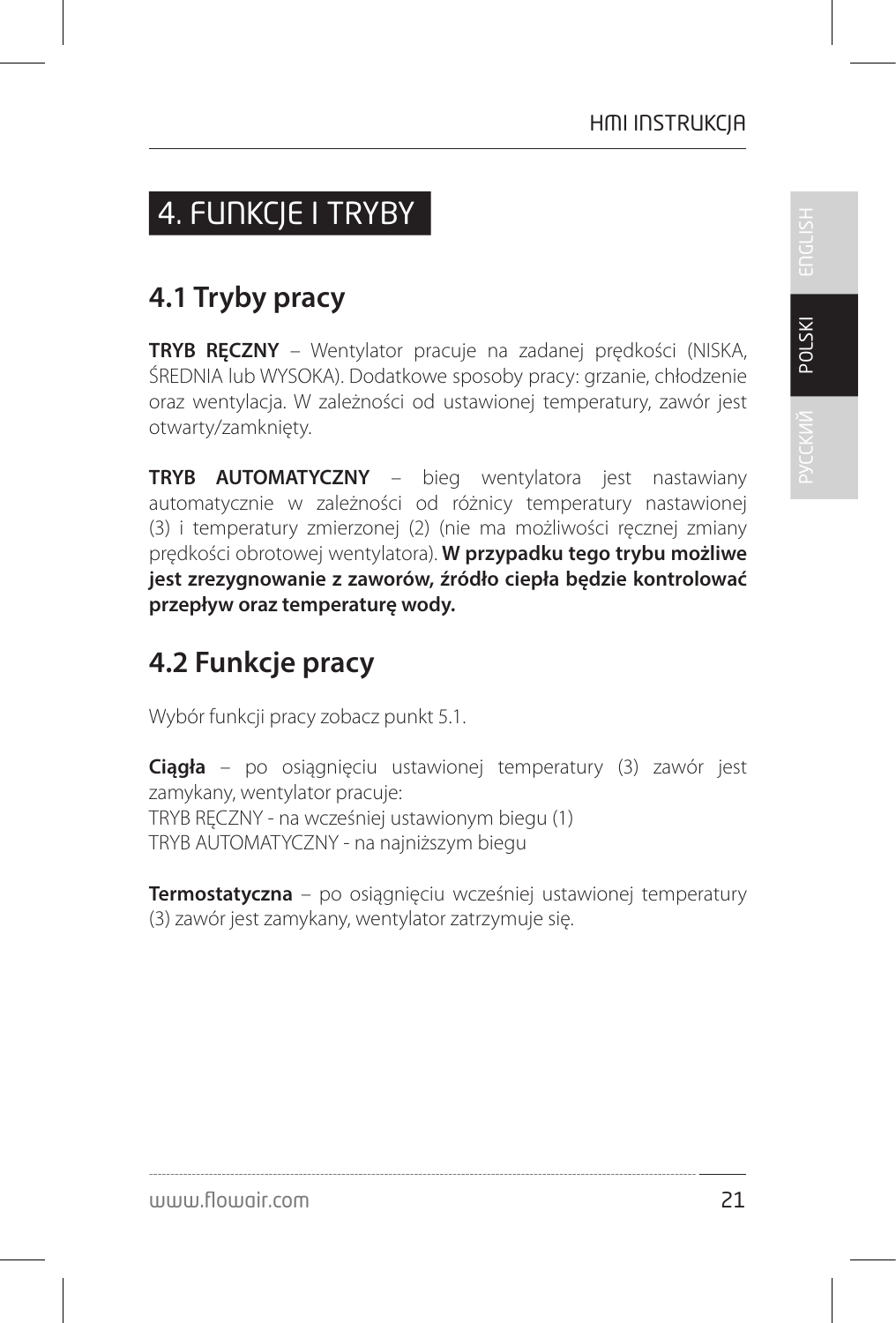# 4. FUNKCJE I TRYBY

## 4.1 Tryby pracy

**TRYB RĘCZNY** – Wentylator pracuje na zadanej prędkości (NISKA, ŚREDNIA lub WYSOKA). Dodatkowe sposoby pracy: grzanie, chłodzenie oraz wentylacja. W zależności od ustawionej temperatury, zawór jest otwarty/zamknięty.

**TRYB AUTOMATYCZNY** – bieg wentylatora jest nastawiany automatycznie w zależności od różnicy temperatury nastawionej (3) i temperatury zmierzonej (2) (nie ma możliwości ręcznej zmiany prędkości obrotowej wentylatora). **W przypadku tego trybu możliwe jest zrezygnowanie z zaworów, źródło ciepła będzie kontrolować przepływ oraz temperaturę wody.**

## 4.2 Funkcje pracy

Wybór funkcji pracy zobacz punkt 5.1.

**Ciągła** – po osiągnięciu ustawionej temperatury (3) zawór jest zamykany, wentylator pracuje:
TRYB RĘCZNY - na wcześniej ustawionym biegu (1)
TRYB AUTOMATYCZNY - na najniższym biegu

**Termostatyczna** – po osiągnięciu wcześniej ustawionej temperatury (3) zawór jest zamykany, wentylator zatrzymuje się.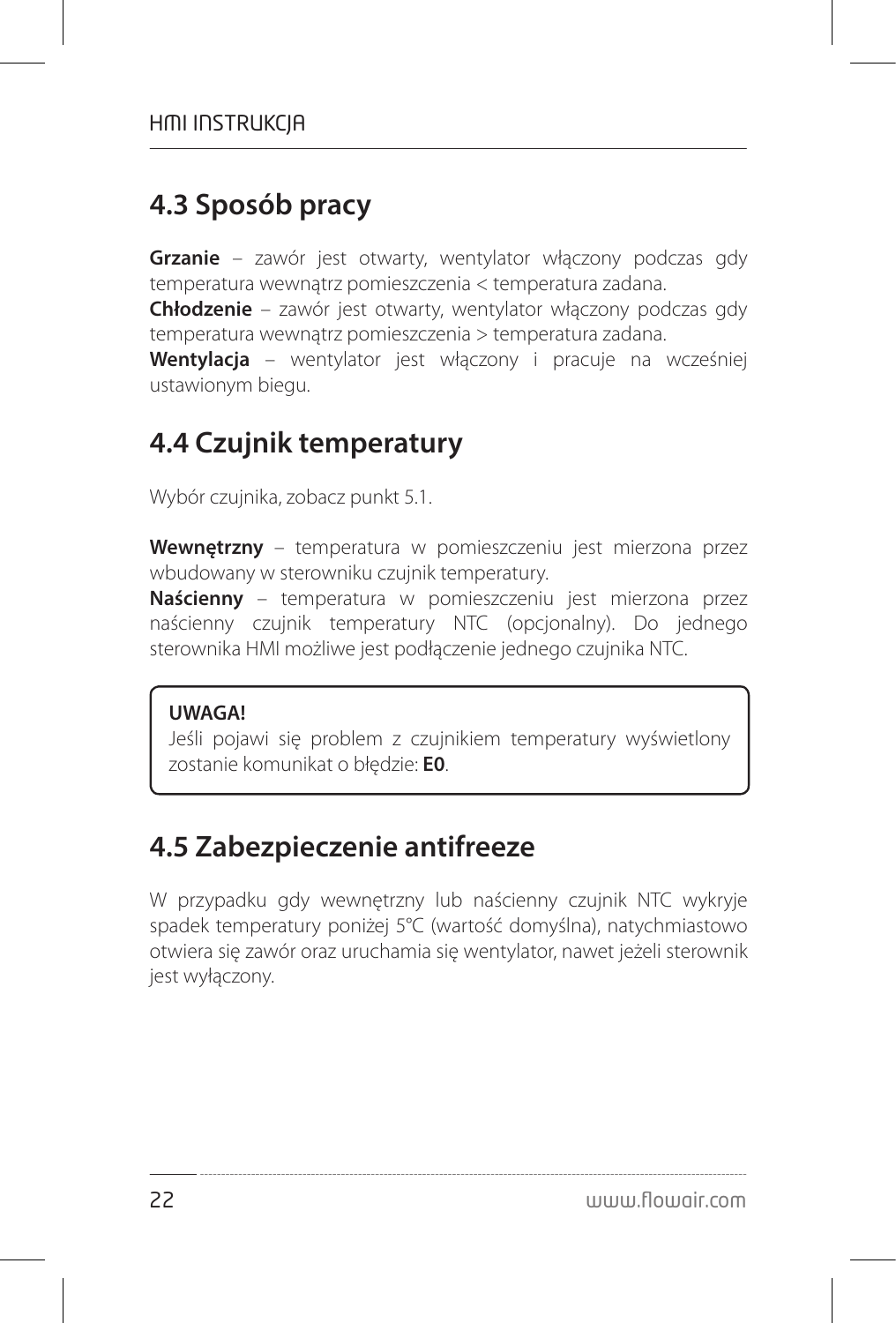## 4.3 Sposób pracy

**Grzanie** – zawór jest otwarty, wentylator włączony podczas gdy temperatura wewnątrz pomieszczenia < temperatura zadana.
**Chłodzenie** – zawór jest otwarty, wentylator włączony podczas gdy temperatura wewnątrz pomieszczenia > temperatura zadana.
**Wentylacja** – wentylator jest włączony i pracuje na wcześniej ustawionym biegu.

## 4.4 Czujnik temperatury

Wybór czujnika, zobacz punkt 5.1.

**Wewnętrzny** – temperatura w pomieszczeniu jest mierzona przez wbudowany w sterowniku czujnik temperatury.
**Naścienny** – temperatura w pomieszczeniu jest mierzona przez naścienny czujnik temperatury NTC (opcjonalny). Do jednego sterownika HMI możliwe jest podłączenie jednego czujnika NTC.

**UWAGA!**
Jeśli pojawi się problem z czujnikiem temperatury wyświetlony zostanie komunikat o błędzie: **E0**.

## 4.5 Zabezpieczenie antifreeze

W przypadku gdy wewnętrzny lub naścienny czujnik NTC wykryje spadek temperatury poniżej 5°C (wartość domyślna), natychmiastowo otwiera się zawór oraz uruchamia się wentylator, nawet jeżeli sterownik jest wyłączony.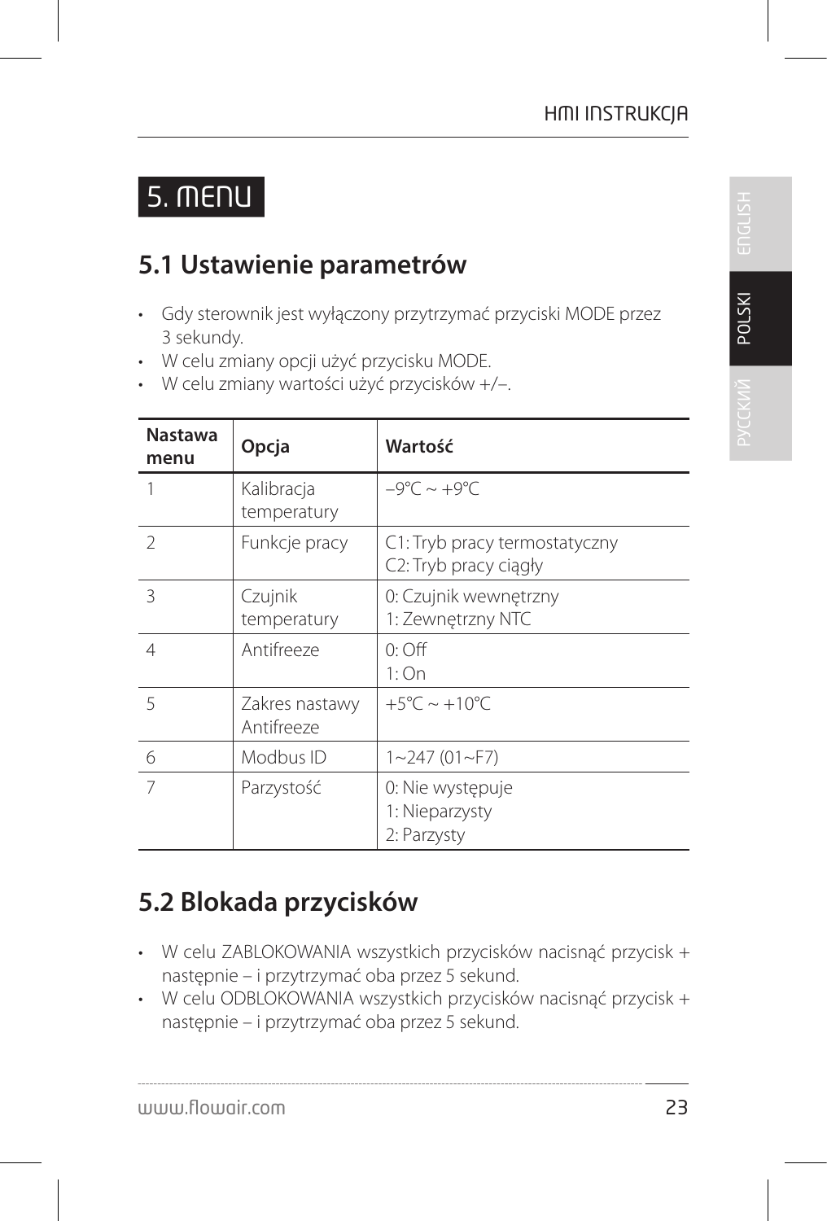# 5. MENU

## 5.1 Ustawienie parametrów

- Gdy sterownik jest wyłączony przytrzymać przyciski MODE przez 3 sekundy.
- W celu zmiany opcji użyć przycisku MODE.
- W celu zmiany wartości użyć przycisków +/–.

| Nastawa menu | Opcja | Wartość |
|---|---|---|
| 1 | Kalibracja temperatury | –9°C ~ +9°C |
| 2 | Funkcje pracy | C1: Tryb pracy termostatyczny<br>C2: Tryb pracy ciągły |
| 3 | Czujnik temperatury | 0: Czujnik wewnętrzny<br>1: Zewnętrzny NTC |
| 4 | Antifreeze | 0: Off<br>1: On |
| 5 | Zakres nastawy Antifreeze | +5°C ~ +10°C |
| 6 | Modbus ID | 1~247 (01~F7) |
| 7 | Parzystość | 0: Nie występuje<br>1: Nieparzysty<br>2: Parzysty |

## 5.2 Blokada przycisków

- W celu ZABLOKOWANIA wszystkich przycisków nacisnąć przycisk + następnie – i przytrzymać oba przez 5 sekund.
- W celu ODBLOKOWANIA wszystkich przycisków nacisnąć przycisk + następnie – i przytrzymać oba przez 5 sekund.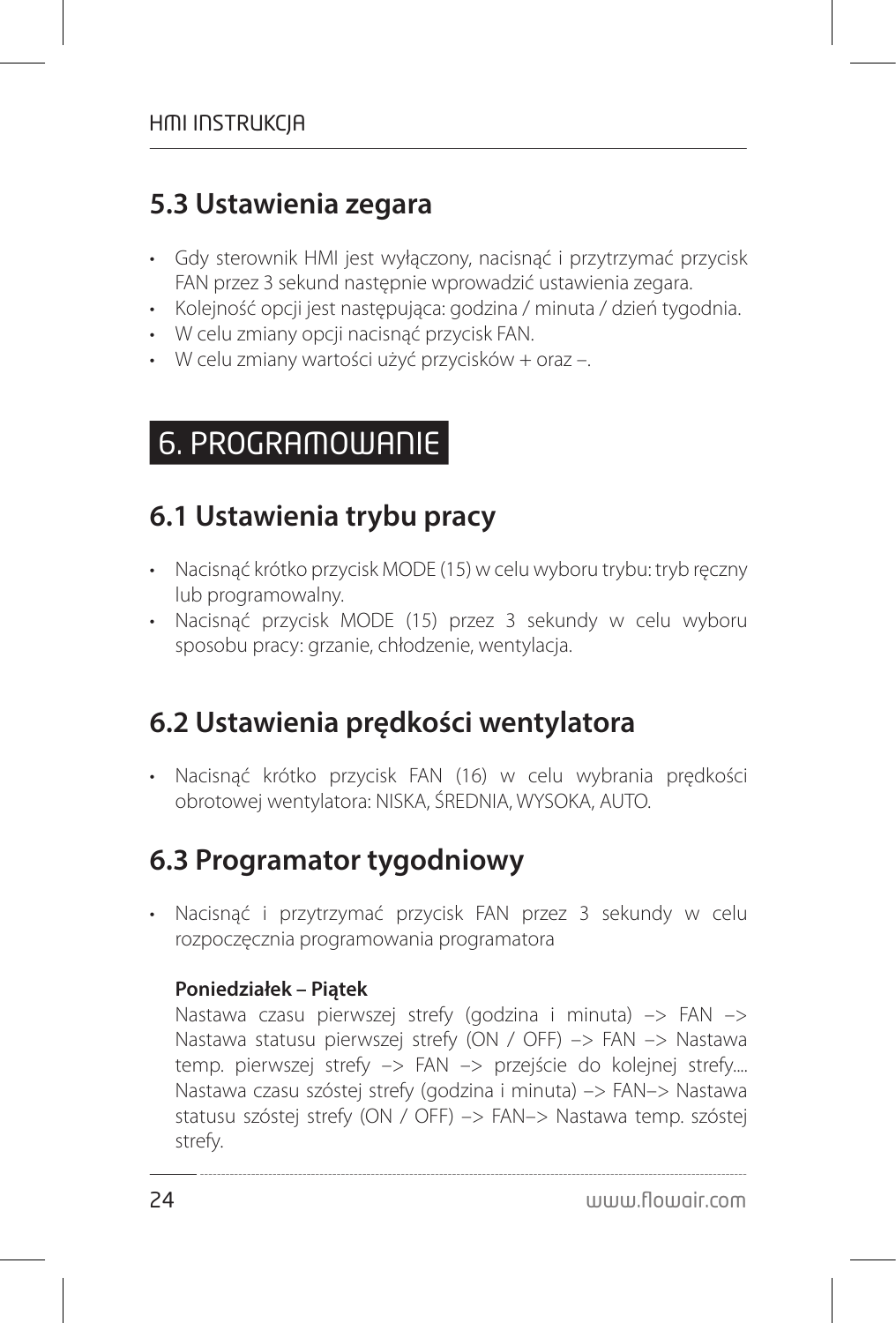## 5.3 Ustawienia zegara

- Gdy sterownik HMI jest wyłączony, nacisnąć i przytrzymać przycisk FAN przez 3 sekund następnie wprowadzić ustawienia zegara.
- Kolejność opcji jest następująca: godzina / minuta / dzień tygodnia.
- W celu zmiany opcji nacisnąć przycisk FAN.
- W celu zmiany wartości użyć przycisków + oraz –.

# 6. PROGRAMOWANIE

## 6.1 Ustawienia trybu pracy

- Nacisnąć krótko przycisk MODE (15) w celu wyboru trybu: tryb ręczny lub programowalny.
- Nacisnąć przycisk MODE (15) przez 3 sekundy w celu wyboru sposobu pracy: grzanie, chłodzenie, wentylacja.

## 6.2 Ustawienia prędkości wentylatora

- Nacisnąć krótko przycisk FAN (16) w celu wybrania prędkości obrotowej wentylatora: NISKA, ŚREDNIA, WYSOKA, AUTO.

## 6.3 Programator tygodniowy

- Nacisnąć i przytrzymać przycisk FAN przez 3 sekundy w celu rozpoczęcznia programowania programatora

  **Poniedziałek – Piątek**

  Nastawa czasu pierwszej strefy (godzina i minuta) –> FAN –> Nastawa statusu pierwszej strefy (ON / OFF) –> FAN –> Nastawa temp. pierwszej strefy –> FAN –> przejście do kolejnej strefy.... Nastawa czasu szóstej strefy (godzina i minuta) –> FAN–> Nastawa statusu szóstej strefy (ON / OFF) –> FAN–> Nastawa temp. szóstej strefy.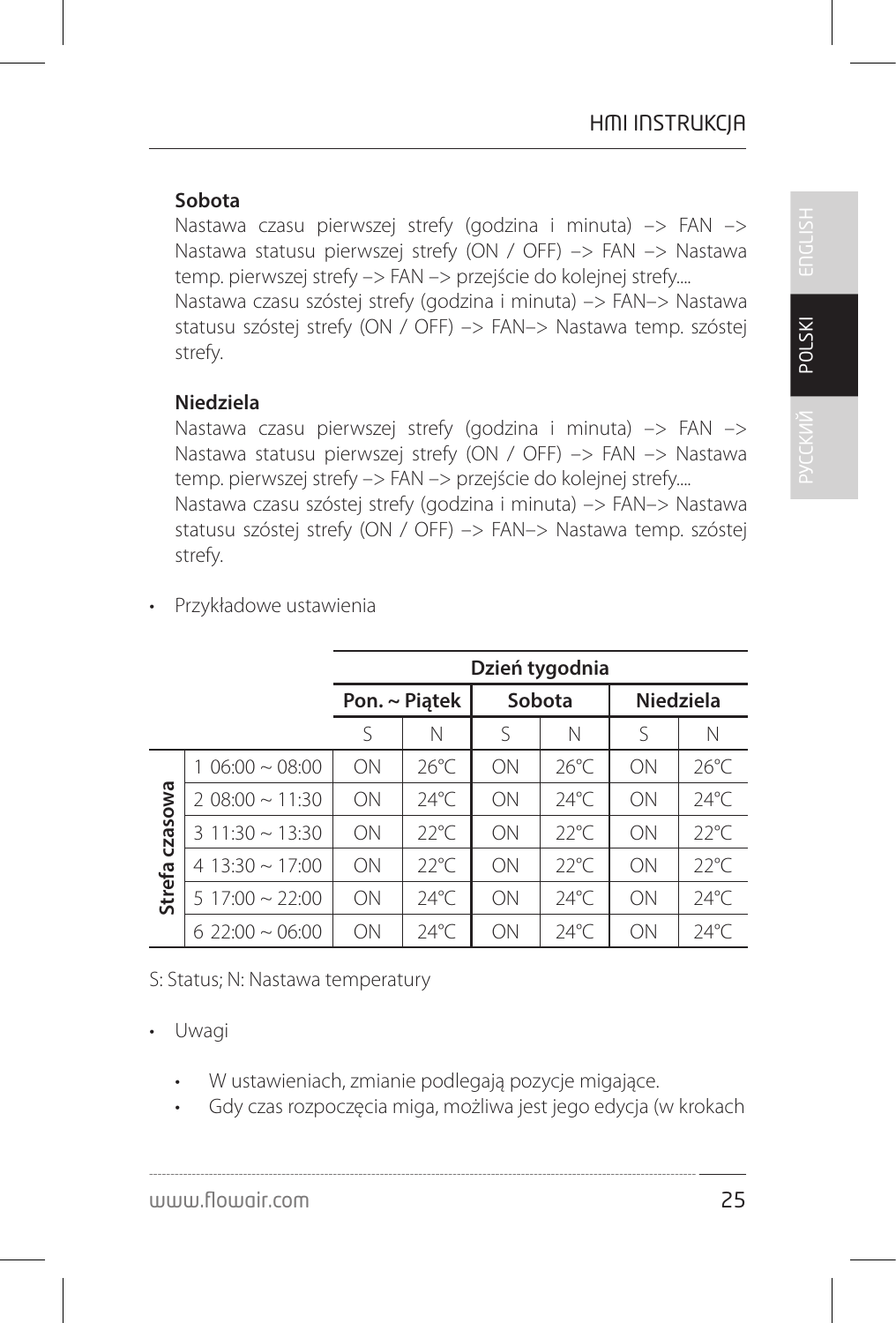**Sobota**

Nastawa czasu pierwszej strefy (godzina i minuta) –> FAN –> Nastawa statusu pierwszej strefy (ON / OFF) –> FAN –> Nastawa temp. pierwszej strefy –> FAN –> przejście do kolejnej strefy....
Nastawa czasu szóstej strefy (godzina i minuta) –> FAN–> Nastawa statusu szóstej strefy (ON / OFF) –> FAN–> Nastawa temp. szóstej strefy.

**Niedziela**

Nastawa czasu pierwszej strefy (godzina i minuta) –> FAN –> Nastawa statusu pierwszej strefy (ON / OFF) –> FAN –> Nastawa temp. pierwszej strefy –> FAN –> przejście do kolejnej strefy....
Nastawa czasu szóstej strefy (godzina i minuta) –> FAN–> Nastawa statusu szóstej strefy (ON / OFF) –> FAN–> Nastawa temp. szóstej strefy.

- Przykładowe ustawienia

| | | **Dzień tygodnia** | | | | | |
|---|---|---|---|---|---|---|---|
| | | **Pon. ~ Piątek** | | **Sobota** | | **Niedziela** | |
| | | S | N | S | N | S | N |
| **Strefa czasowa** | 1 06:00 ~ 08:00 | ON | 26℃ | ON | 26℃ | ON | 26℃ |
| | 2 08:00 ~ 11:30 | ON | 24℃ | ON | 24℃ | ON | 24℃ |
| | 3 11:30 ~ 13:30 | ON | 22℃ | ON | 22℃ | ON | 22℃ |
| | 4 13:30 ~ 17:00 | ON | 22℃ | ON | 22℃ | ON | 22℃ |
| | 5 17:00 ~ 22:00 | ON | 24℃ | ON | 24℃ | ON | 24℃ |
| | 6 22:00 ~ 06:00 | ON | 24℃ | ON | 24℃ | ON | 24℃ |

S: Status; N: Nastawa temperatury

- Uwagi
  - W ustawieniach, zmianie podlegają pozycje migające.
  - Gdy czas rozpoczęcia miga, możliwa jest jego edycja (w krokach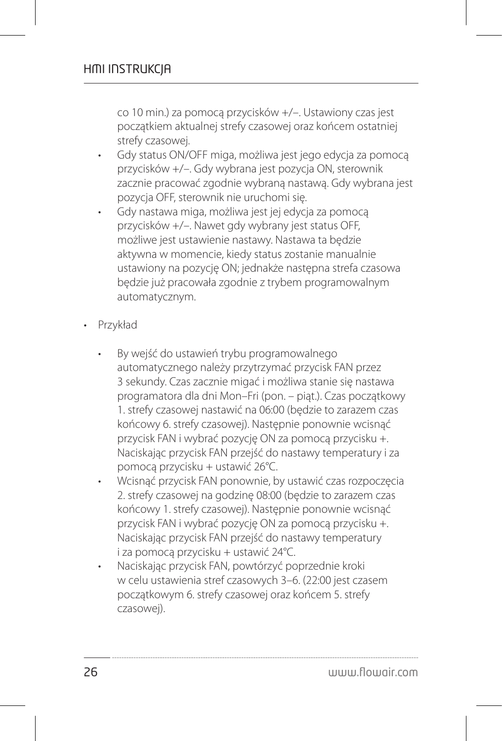co 10 min.) za pomocą przycisków +/–. Ustawiony czas jest początkiem aktualnej strefy czasowej oraz końcem ostatniej strefy czasowej.

- Gdy status ON/OFF miga, możliwa jest jego edycja za pomocą przycisków +/–. Gdy wybrana jest pozycja ON, sterownik zacznie pracować zgodnie wybraną nastawą. Gdy wybrana jest pozycja OFF, sterownik nie uruchomi się.
- Gdy nastawa miga, możliwa jest jej edycja za pomocą przycisków +/–. Nawet gdy wybrany jest status OFF, możliwe jest ustawienie nastawy. Nastawa ta będzie aktywna w momencie, kiedy status zostanie manualnie ustawiony na pozycję ON; jednakże następna strefa czasowa będzie już pracowała zgodnie z trybem programowalnym automatycznym.

- Przykład
  - By wejść do ustawień trybu programowalnego automatycznego należy przytrzymać przycisk FAN przez 3 sekundy. Czas zacznie migać i możliwa stanie się nastawa programatora dla dni Mon–Fri (pon. – piąt.). Czas początkowy 1. strefy czasowej nastawić na 06:00 (będzie to zarazem czas końcowy 6. strefy czasowej). Następnie ponownie wcisnąć przycisk FAN i wybrać pozycję ON za pomocą przycisku +. Naciskając przycisk FAN przejść do nastawy temperatury i za pomocą przycisku + ustawić 26°C.
  - Wcisnąć przycisk FAN ponownie, by ustawić czas rozpoczęcia 2. strefy czasowej na godzinę 08:00 (będzie to zarazem czas końcowy 1. strefy czasowej). Następnie ponownie wcisnąć przycisk FAN i wybrać pozycję ON za pomocą przycisku +. Naciskając przycisk FAN przejść do nastawy temperatury i za pomocą przycisku + ustawić 24°C.
  - Naciskając przycisk FAN, powtórzyć poprzednie kroki w celu ustawienia stref czasowych 3–6. (22:00 jest czasem początkowym 6. strefy czasowej oraz końcem 5. strefy czasowej).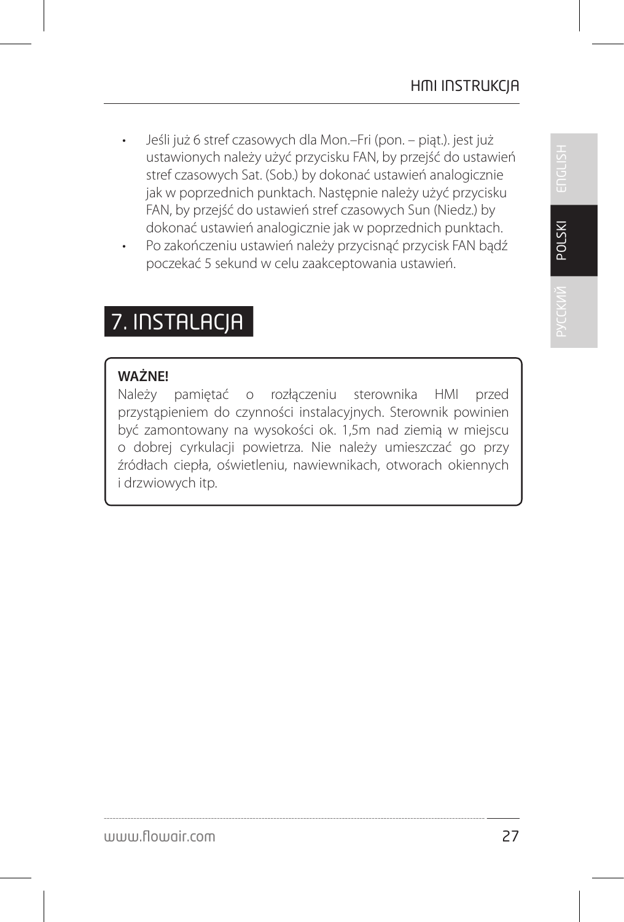- Jeśli już 6 stref czasowych dla Mon.–Fri (pon. – piąt.). jest już ustawionych należy użyć przycisku FAN, by przejść do ustawień stref czasowych Sat. (Sob.) by dokonać ustawień analogicznie jak w poprzednich punktach. Następnie należy użyć przycisku FAN, by przejść do ustawień stref czasowych Sun (Niedz.) by dokonać ustawień analogicznie jak w poprzednich punktach.
- Po zakończeniu ustawień należy przycisnąć przycisk FAN bądź poczekać 5 sekund w celu zaakceptowania ustawień.

# 7. INSTALACJA

**WAŻNE!**
Należy pamiętać o rozłączeniu sterownika HMI przed przystąpieniem do czynności instalacyjnych. Sterownik powinien być zamontowany na wysokości ok. 1,5m nad ziemią w miejscu o dobrej cyrkulacji powietrza. Nie należy umieszczać go przy źródłach ciepła, oświetleniu, nawiewnikach, otworach okiennych i drzwiowych itp.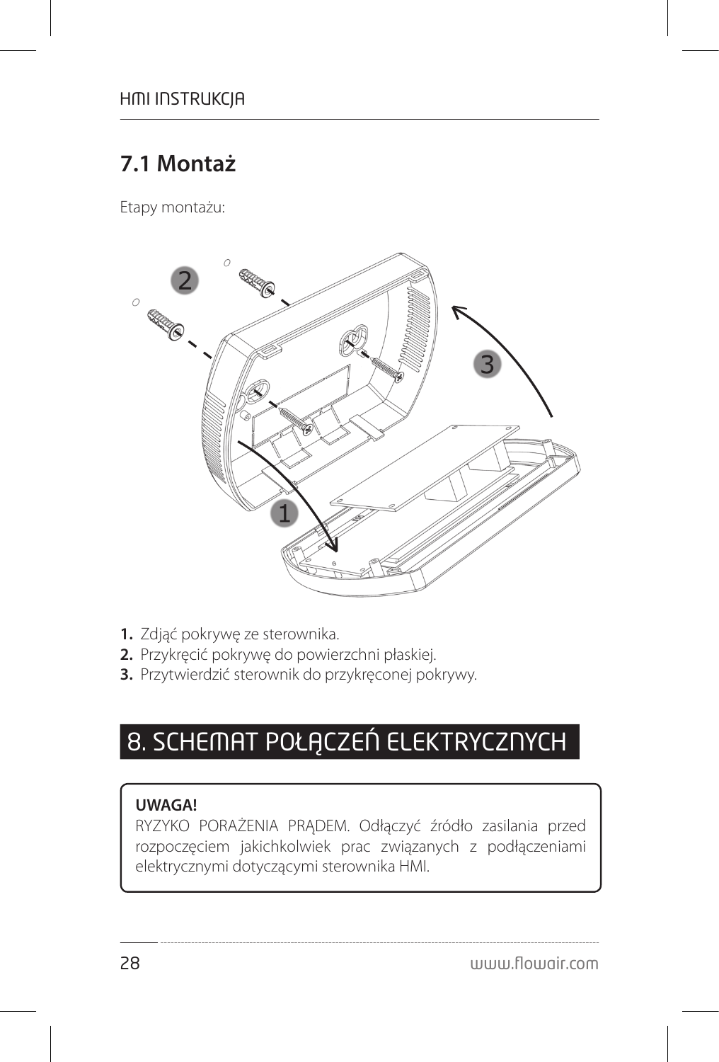## 7.1 Montaż

Etapy montażu:

1. Zdjąć pokrywę ze sterownika.
2. Przykręcić pokrywę do powierzchni płaskiej.
3. Przytwierdzić sterownik do przykręconej pokrywy.

# 8. SCHEMAT POŁĄCZEŃ ELEKTRYCZNYCH

**UWAGA!**
RYZYKO PORAŻENIA PRĄDEM. Odłączyć źródło zasilania przed rozpoczęciem jakichkolwiek prac związanych z podłączeniami elektrycznymi dotyczącymi sterownika HMI.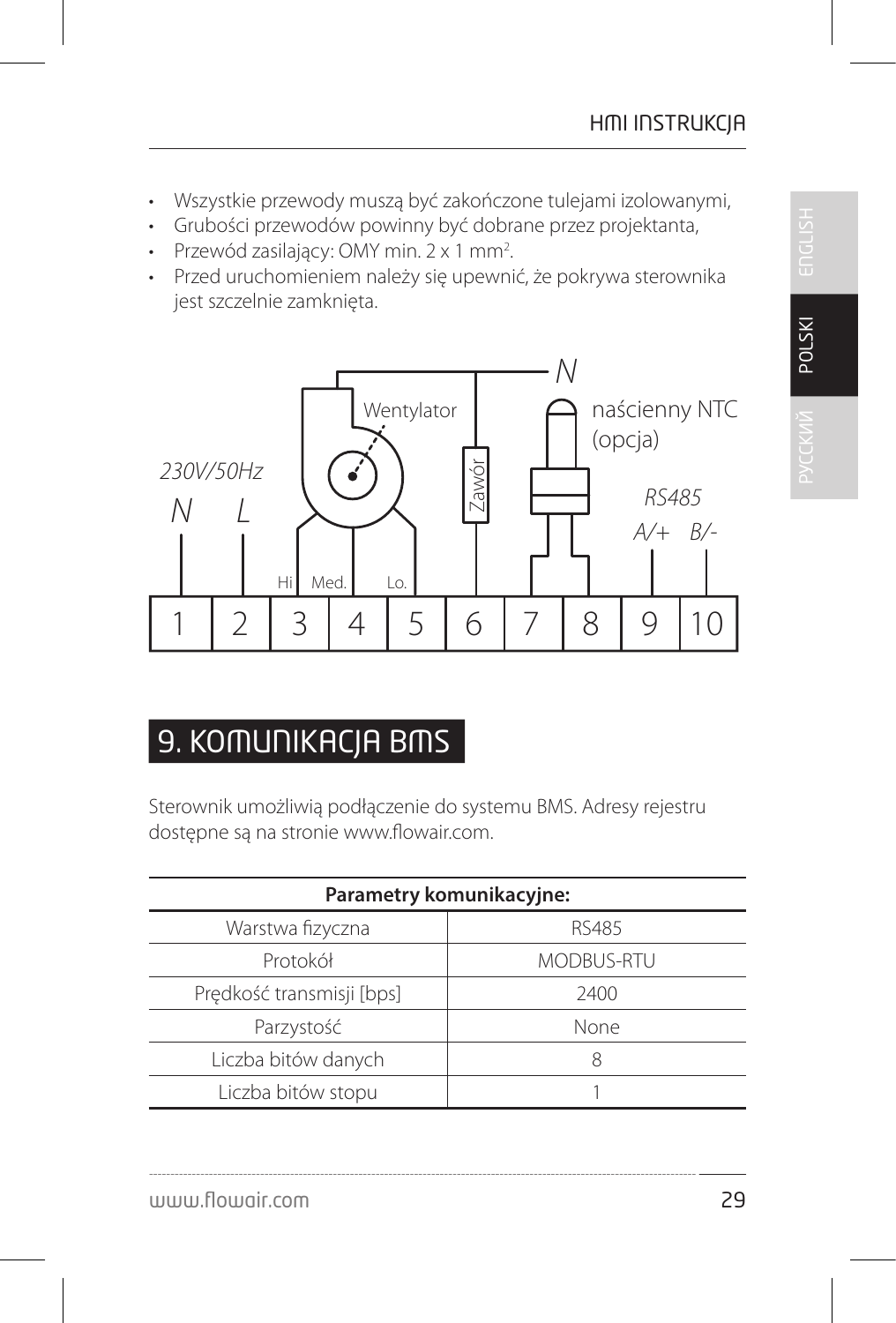- Wszystkie przewody muszą być zakończone tulejami izolowanymi,
- Grubości przewodów powinny być dobrane przez projektanta,
- Przewód zasilający: OMY min. 2 x 1 mm².
- Przed uruchomieniem należy się upewnić, że pokrywa sterownika jest szczelnie zamknięta.

# 9. KOMUNIKACJA BMS

Sterownik umożliwią podłączenie do systemu BMS. Adresy rejestru dostępne są na stronie www.flowair.com.

| Parametry komunikacyjne: | |
|---|---|
| Warstwa fizyczna | RS485 |
| Protokół | MODBUS-RTU |
| Prędkość transmisji [bps] | 2400 |
| Parzystość | None |
| Liczba bitów danych | 8 |
| Liczba bitów stopu | 1 |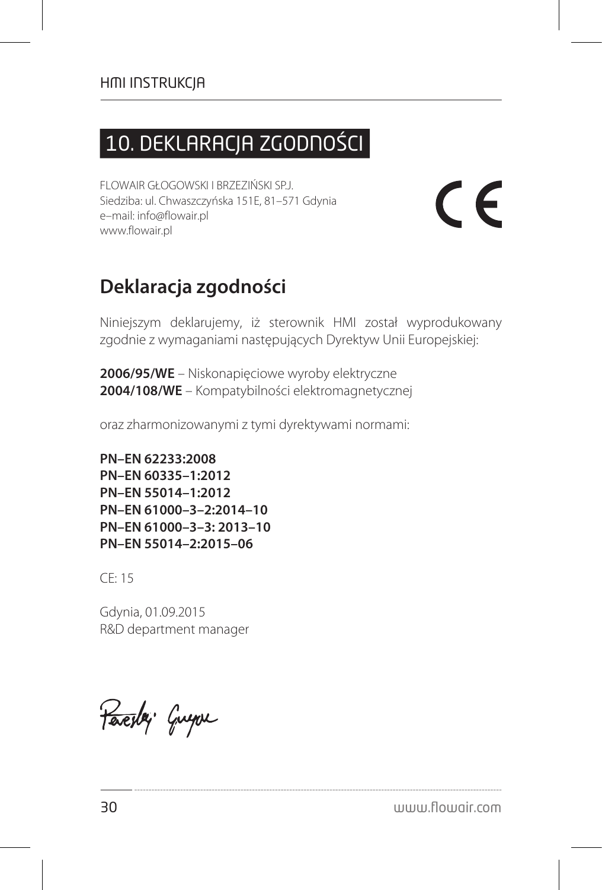# 10. DEKLARACJA ZGODNOŚCI

FLOWAIR GŁOGOWSKI I BRZEZIŃSKI SP.J.
Siedziba: ul. Chwaszczyńska 151E, 81–571 Gdynia
e–mail: info@flowair.pl
www.flowair.pl

CE

## Deklaracja zgodności

Niniejszym deklarujemy, iż sterownik HMI został wyprodukowany zgodnie z wymaganiami następujących Dyrektyw Unii Europejskiej:

**2006/95/WE** – Niskonapięciowe wyroby elektryczne
**2004/108/WE** – Kompatybilności elektromagnetycznej

oraz zharmonizowanymi z tymi dyrektywami normami:

**PN–EN 62233:2008**
**PN–EN 60335–1:2012**
**PN–EN 55014–1:2012**
**PN–EN 61000–3–2:2014–10**
**PN–EN 61000–3–3: 2013–10**
**PN–EN 55014–2:2015–06**

CE: 15

Gdynia, 01.09.2015
R&D department manager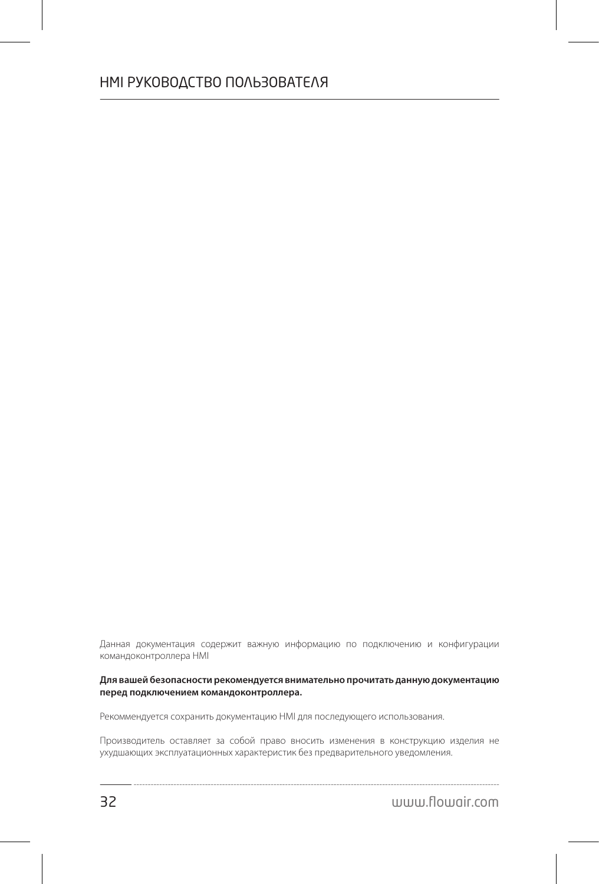# HMI РУКОВОДСТВО ПОЛЬЗОВАТЕЛЯ

Данная документация содержит важную информацию по подключению и конфигурации командоконтроллера HMI

**Для вашей безопасности рекомендуется внимательно прочитать данную документацию перед подключением командоконтроллера.**

Рекоммендуется сохранить документацию HMI для последующего использования.

Производитель оставляет за собой право вносить изменения в конструкцию изделия не ухудшающих эксплуатационных характеристик без предварительного уведомления.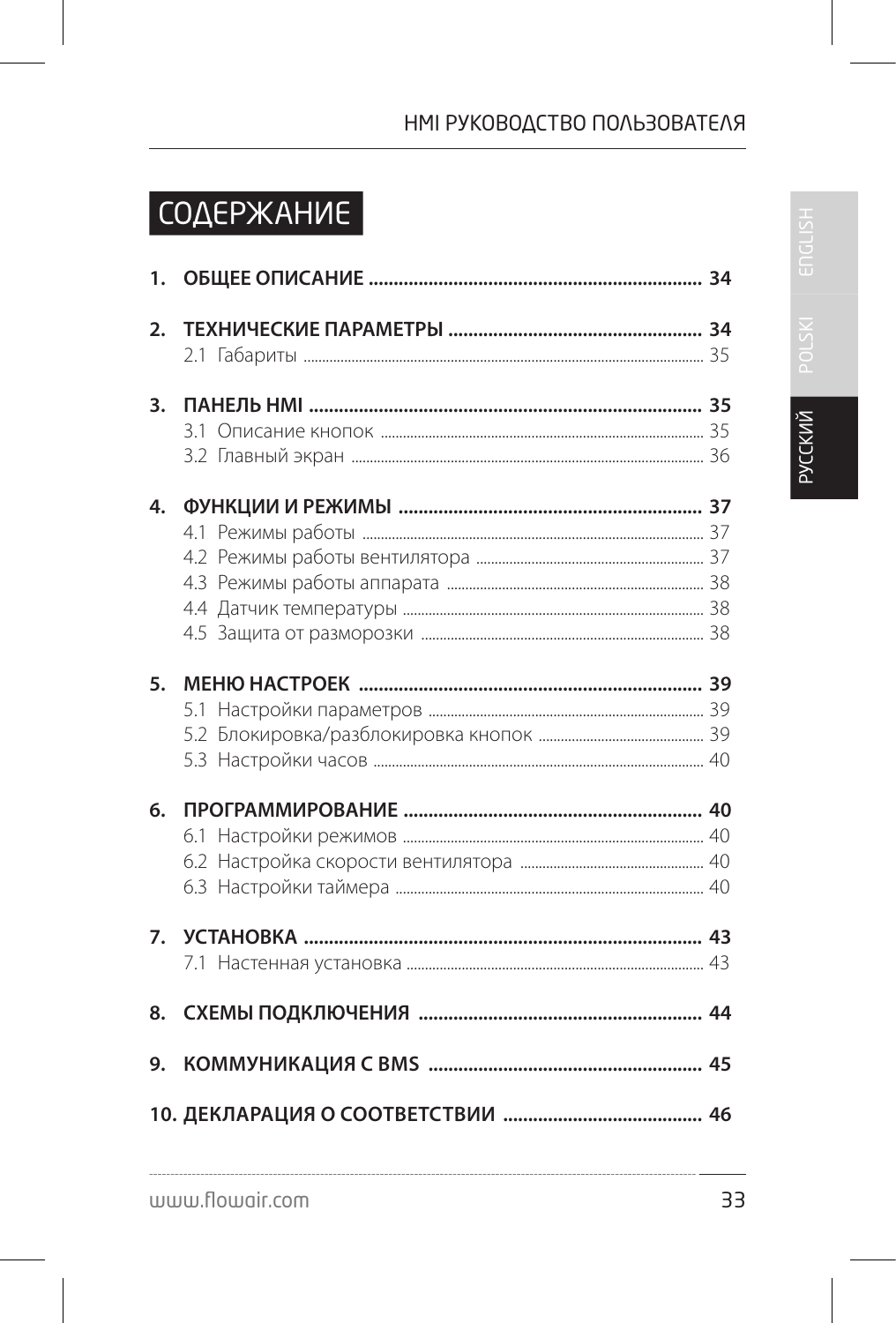# СОДЕРЖАНИЕ

**1. ОБЩЕЕ ОПИСАНИЕ ........................................................ 34**

**2. ТЕХНИЧЕСКИЕ ПАРАМЕТРЫ .............................................. 34**

2.1 Габариты ........................................................ 35

**3. ПАНЕЛЬ HMI ........................................................ 35**

3.1 Описание кнопок ........................................................ 35

3.2 Главный экран ........................................................ 36

**4. ФУНКЦИИ И РЕЖИМЫ ........................................................ 37**

4.1 Режимы работы ........................................................ 37

4.2 Режимы работы вентилятора ........................................................ 37

4.3 Режимы работы аппарата ........................................................ 38

4.4 Датчик температуры ........................................................ 38

4.5 Защита от разморозки ........................................................ 38

**5. МЕНЮ НАСТРОЕК ........................................................ 39**

5.1 Настройки параметров ........................................................ 39

5.2 Блокировка/разблокировка кнопок ........................................................ 39

5.3 Настройки часов ........................................................ 40

**6. ПРОГРАММИРОВАНИЕ ........................................................ 40**

6.1 Настройки режимов ........................................................ 40

6.2 Настройка скорости вентилятора ........................................................ 40

6.3 Настройки таймера ........................................................ 40

**7. УСТАНОВКА ........................................................ 43**

7.1 Настенная установка ........................................................ 43

**8. СХЕМЫ ПОДКЛЮЧЕНИЯ ........................................................ 44**

**9. КОММУНИКАЦИЯ С BMS ........................................................ 45**

**10. ДЕКЛАРАЦИЯ О СООТВЕТСТВИИ ........................................................ 46**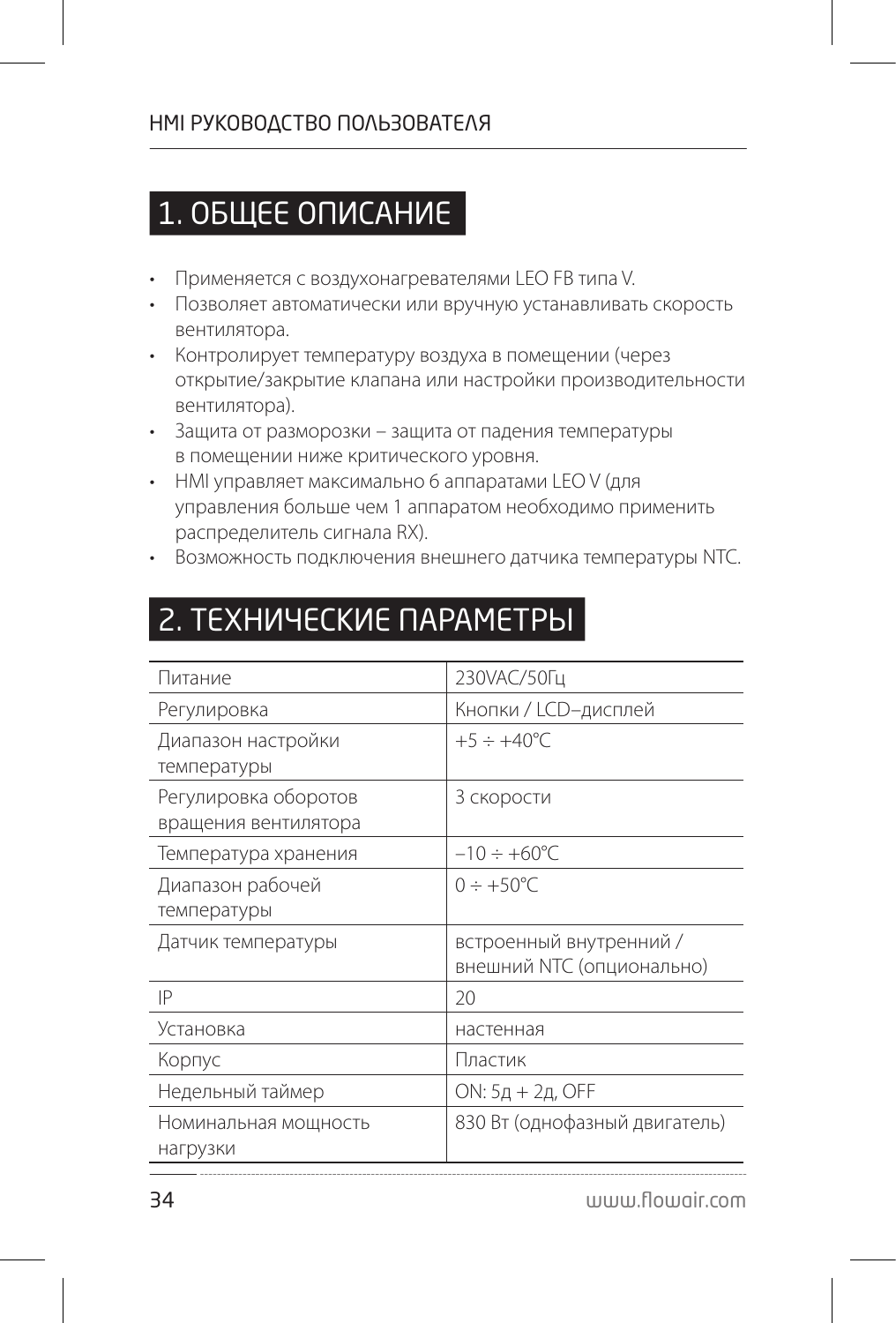# 1. ОБЩЕЕ ОПИСАНИЕ

- Применяется с воздухонагревателями LEO FB типа V.
- Позволяет автоматически или вручную устанавливать скорость вентилятора.
- Контролирует температуру воздуха в помещении (через открытие/закрытие клапана или настройки производительности вентилятора).
- Защита от разморозки – защита от падения температуры в помещении ниже критического уровня.
- HMI управляет максимально 6 аппаратами LEO V (для управления больше чем 1 аппаратом необходимо применить распределитель сигнала RX).
- Возможность подключения внешнего датчика температуры NTC.

# 2. ТЕХНИЧЕСКИЕ ПАРАМЕТРЫ

| | |
|---|---|
| Питание | 230VAC/50Гц |
| Регулировка | Кнопки / LCD–дисплей |
| Диапазон настройки температуры | +5 ÷ +40°C |
| Регулировка оборотов вращения вентилятора | 3 скорости |
| Температура хранения | –10 ÷ +60°C |
| Диапазон рабочей температуры | 0 ÷ +50°C |
| Датчик температуры | встроенный внутренний / внешний NTC (опционально) |
| IP | 20 |
| Установка | настенная |
| Корпус | Пластик |
| Недельный таймер | ON: 5д + 2д, OFF |
| Номинальная мощность нагрузки | 830 Вт (однофазный двигатель) |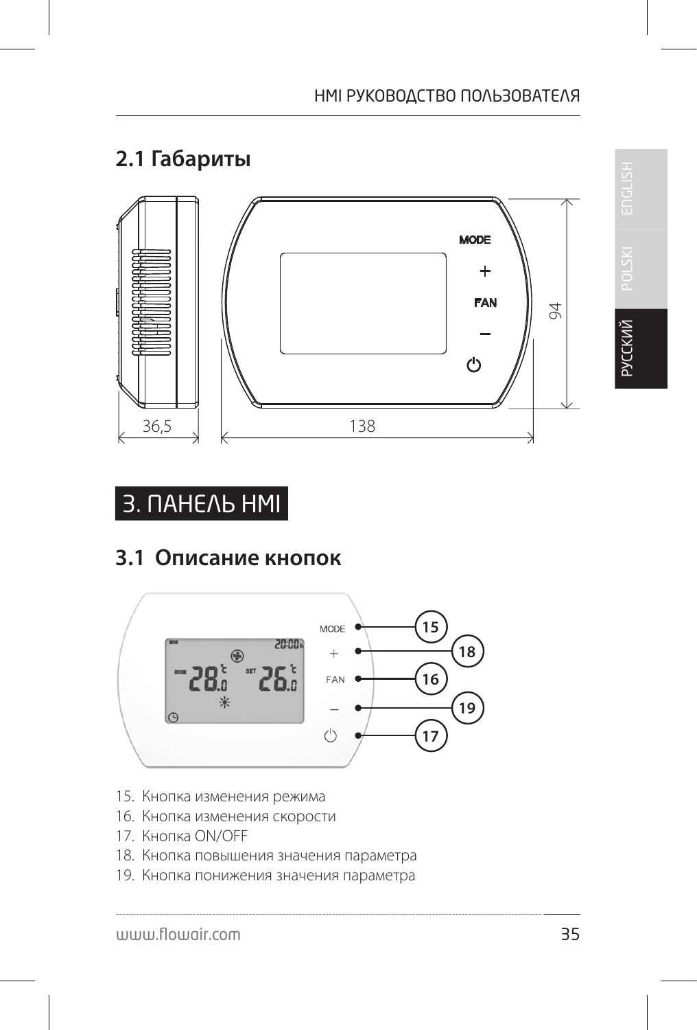## 2.1 Габариты

## 3. ПАНЕЛЬ HMI

## 3.1 Описание кнопок

15. Кнопка изменения режима
16. Кнопка изменения скорости
17. Кнопка ON/OFF
18. Кнопка повышения значения параметра
19. Кнопка понижения значения параметра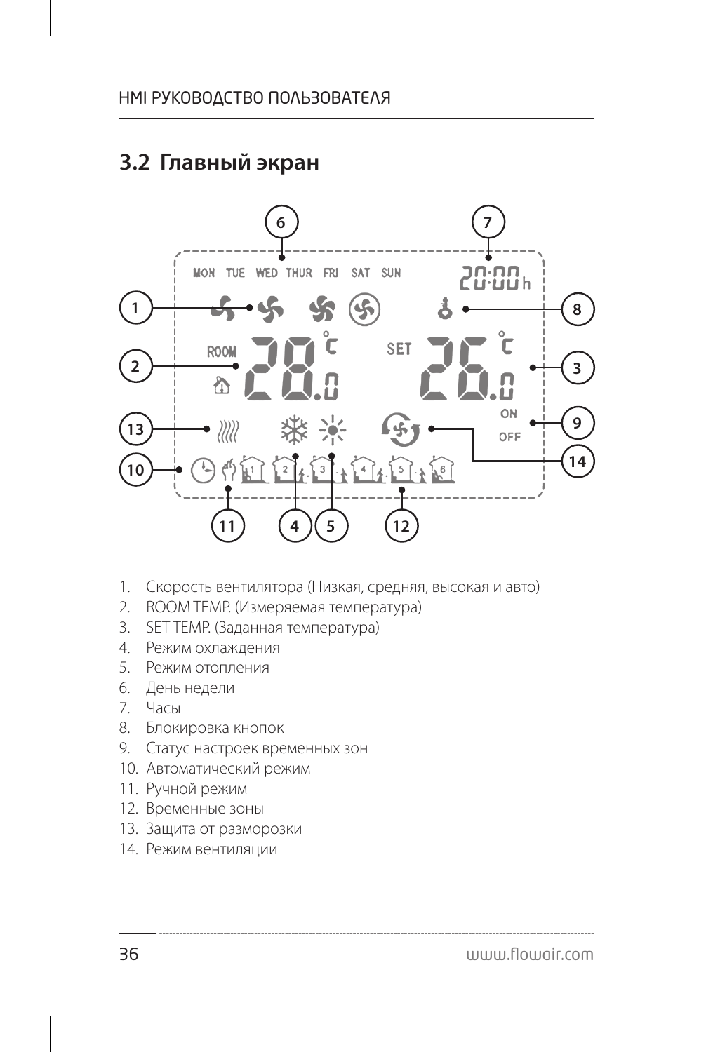## 3.2 Главный экран

1. Скорость вентилятора (Низкая, средняя, высокая и авто)
2. ROOM TEMP. (Измеряемая температура)
3. SET TEMP. (Заданная температура)
4. Режим охлаждения
5. Режим отопления
6. День недели
7. Часы
8. Блокировка кнопок
9. Статус настроек временных зон
10. Автоматический режим
11. Ручной режим
12. Временные зоны
13. Защита от разморозки
14. Режим вентиляции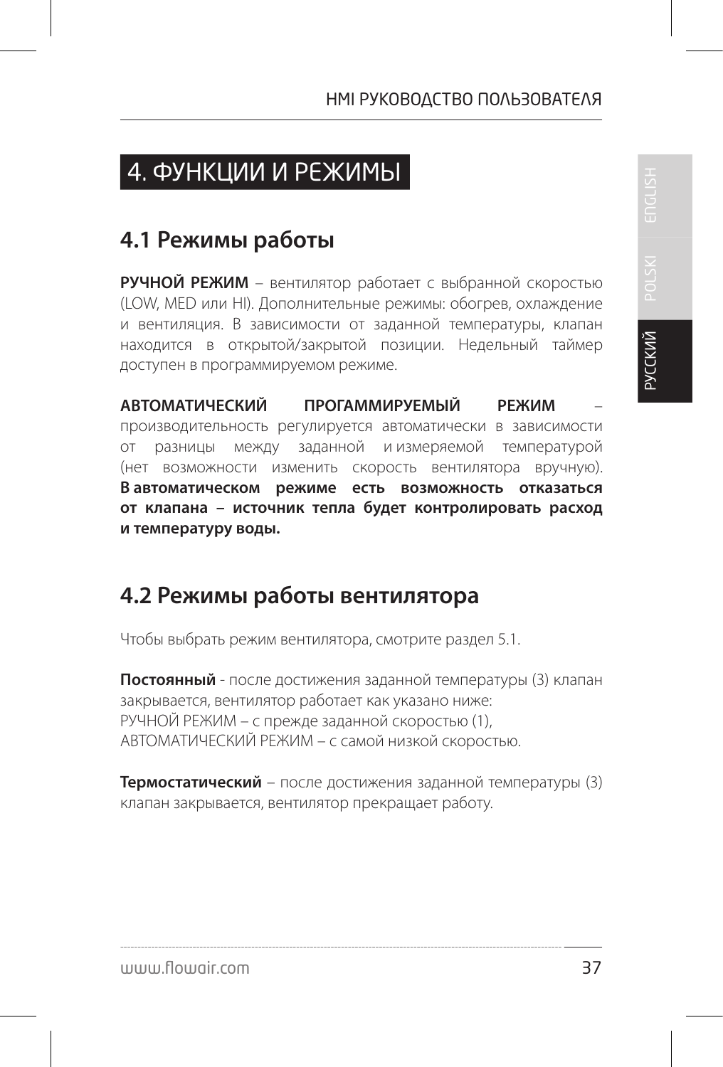# 4. ФУНКЦИИ И РЕЖИМЫ

## 4.1 Режимы работы

**РУЧНОЙ РЕЖИМ** – вентилятор работает с выбранной скоростью (LOW, MED или HI). Дополнительные режимы: обогрев, охлаждение и вентиляция. В зависимости от заданной температуры, клапан находится в открытой/закрытой позиции. Недельный таймер доступен в программируемом режиме.

**АВТОМАТИЧЕСКИЙ ПРОГАММИРУЕМЫЙ РЕЖИМ** – производительность регулируется автоматически в зависимости от разницы между заданной и измеряемой температурой (нет возможности изменить скорость вентилятора вручную). **В автоматическом режиме есть возможность отказаться от клапана – источник тепла будет контролировать расход и температуру воды.**

## 4.2 Режимы работы вентилятора

Чтобы выбрать режим вентилятора, смотрите раздел 5.1.

**Постоянный** - после достижения заданной температуры (3) клапан закрывается, вентилятор работает как указано ниже:
РУЧНОЙ РЕЖИМ – с прежде заданной скоростью (1),
АВТОМАТИЧЕСКИЙ РЕЖИМ – с самой низкой скоростью.

**Термостатический** – после достижения заданной температуры (3) клапан закрывается, вентилятор прекращает работу.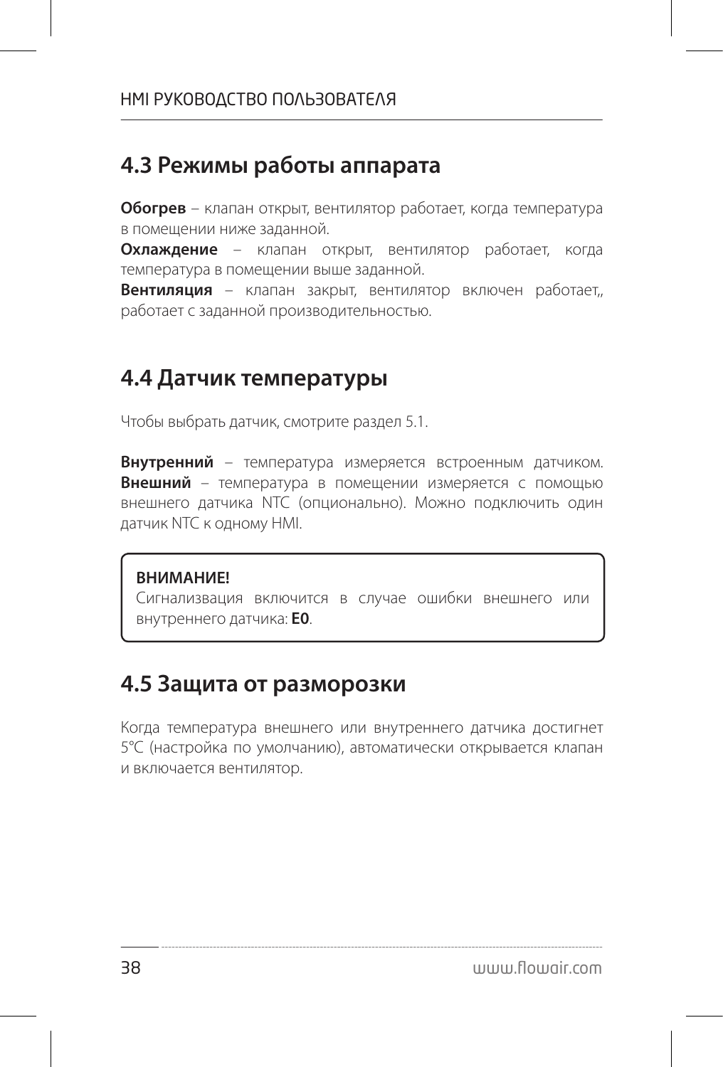## 4.3 Режимы работы аппарата

**Обогрев** – клапан открыт, вентилятор работает, когда температура в помещении ниже заданной.

**Охлаждение** – клапан открыт, вентилятор работает, когда температура в помещении выше заданной.

**Вентиляция** – клапан закрыт, вентилятор включен работает,, работает с заданной производительностью.

## 4.4 Датчик температуры

Чтобы выбрать датчик, смотрите раздел 5.1.

**Внутренний** – температура измеряется встроенным датчиком. **Внешний** – температура в помещении измеряется с помощью внешнего датчика NTC (опционально). Можно подключить один датчик NTC к одному HMI.

**ВНИМАНИЕ!**
Сигнализвация включится в случае ошибки внешнего или внутреннего датчика: **E0**.

## 4.5 Защита от разморозки

Когда температура внешнего или внутреннего датчика достигнет 5°C (настройка по умолчанию), автоматически открывается клапан и включается вентилятор.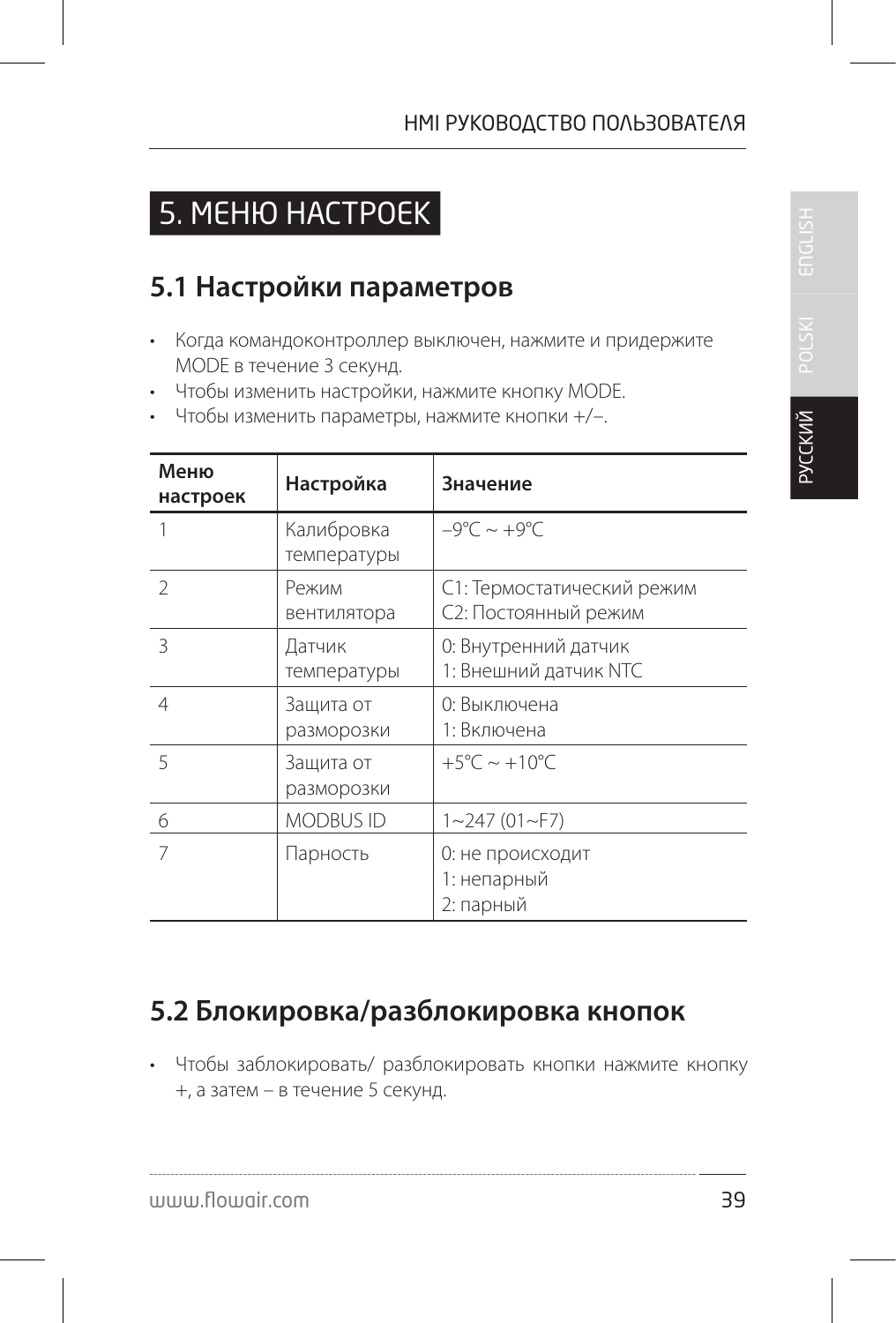# 5. МЕНЮ НАСТРОЕК

## 5.1 Настройки параметров

- Когда командоконтроллер выключен, нажмите и придержите MODE в течение 3 секунд.
- Чтобы изменить настройки, нажмите кнопку MODE.
- Чтобы изменить параметры, нажмите кнопки +/–.

| Меню настроек | Настройка | Значение |
|---|---|---|
| 1 | Калибровка температуры | –9°C ~ +9°C |
| 2 | Режим вентилятора | C1: Термостатический режим<br>C2: Постоянный режим |
| 3 | Датчик температуры | 0: Внутренний датчик<br>1: Внешний датчик NTC |
| 4 | Защита от разморозки | 0: Выключена<br>1: Включена |
| 5 | Защита от разморозки | +5°C ~ +10°C |
| 6 | MODBUS ID | 1~247 (01~F7) |
| 7 | Парность | 0: не происходит<br>1: непарный<br>2: парный |

## 5.2 Блокировка/разблокировка кнопок

- Чтобы заблокировать/ разблокировать кнопки нажмите кнопку +, а затем – в течение 5 секунд.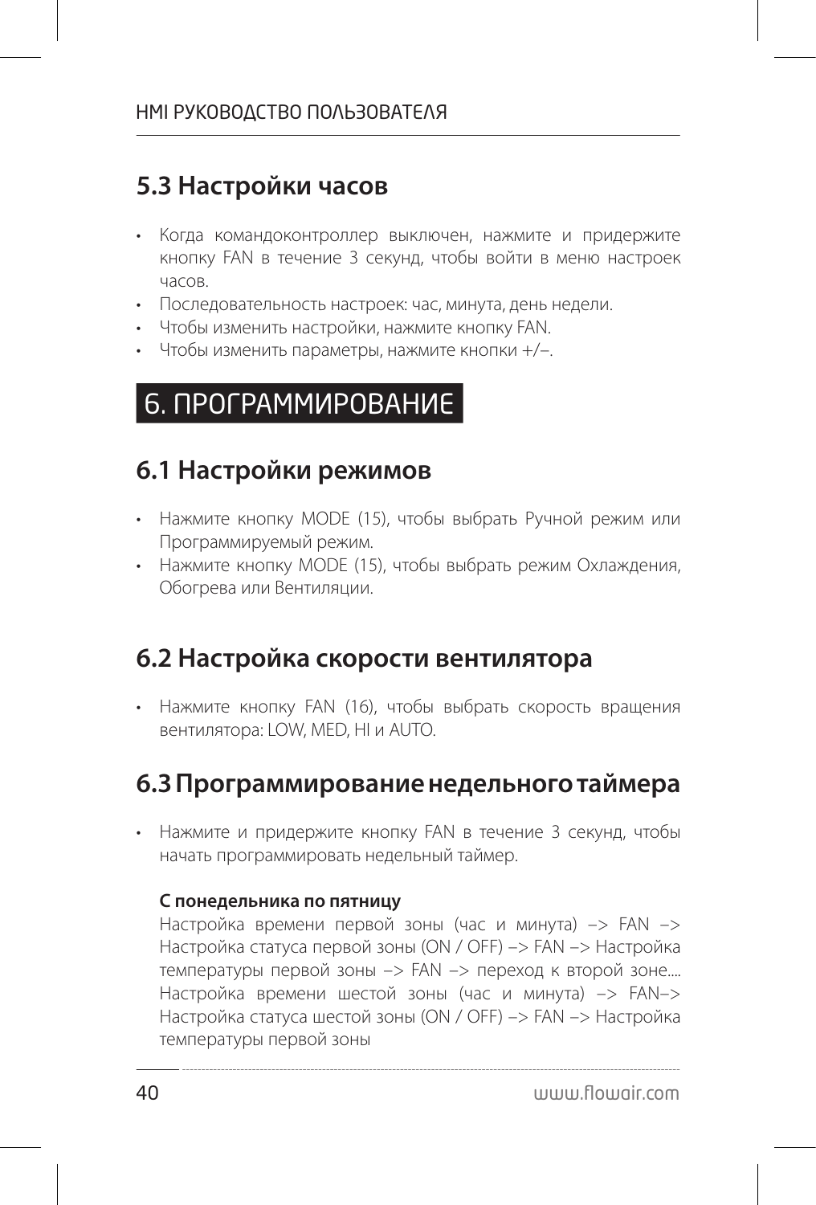## 5.3 Настройки часов

- Когда командоконтроллер выключен, нажмите и придержите кнопку FAN в течение 3 секунд, чтобы войти в меню настроек часов.
- Последовательность настроек: час, минута, день недели.
- Чтобы изменить настройки, нажмите кнопку FAN.
- Чтобы изменить параметры, нажмите кнопки +/–.

# 6. ПРОГРАММИРОВАНИЕ

## 6.1 Настройки режимов

- Нажмите кнопку MODE (15), чтобы выбрать Ручной режим или Программируемый режим.
- Нажмите кнопку MODE (15), чтобы выбрать режим Охлаждения, Обогрева или Вентиляции.

## 6.2 Настройка скорости вентилятора

- Нажмите кнопку FAN (16), чтобы выбрать скорость вращения вентилятора: LOW, MED, HI и AUTO.

## 6.3 Программирование недельного таймера

- Нажмите и придержите кнопку FAN в течение 3 секунд, чтобы начать программировать недельный таймер.

**С понедельника по пятницу**

Настройка времени первой зоны (час и минута) –> FAN –> Настройка статуса первой зоны (ON / OFF) –> FAN –> Настройка температуры первой зоны –> FAN –> переход к второй зоне.... Настройка времени шестой зоны (час и минута) –> FAN–> Настройка статуса шестой зоны (ON / OFF) –> FAN –> Настройка температуры первой зоны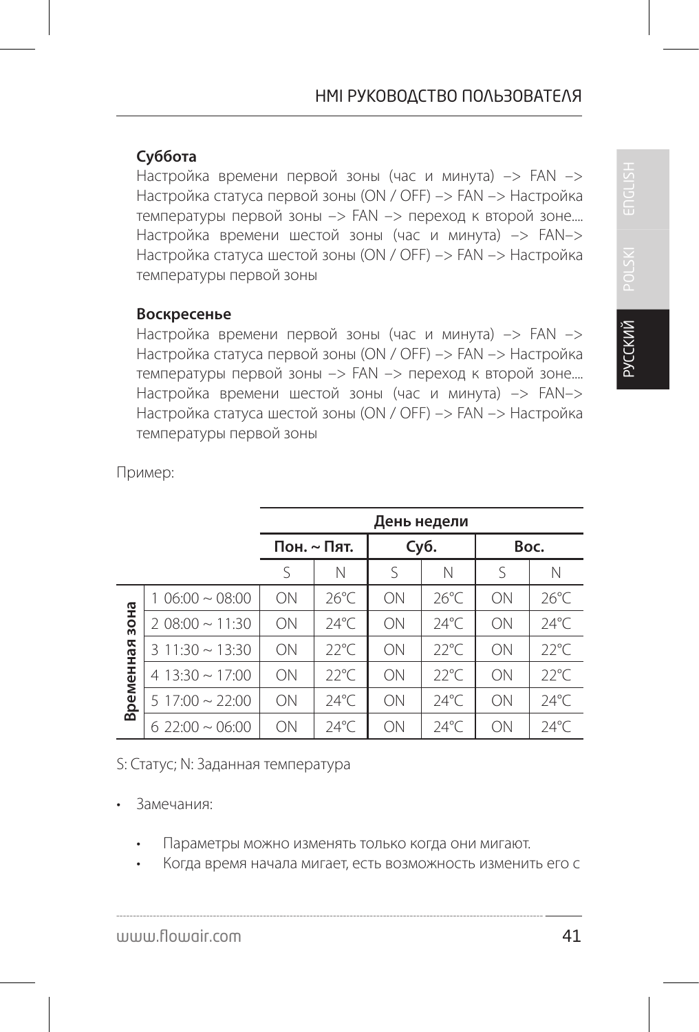**Суббота**

Настройка времени первой зоны (час и минута) –> FAN –> Настройка статуса первой зоны (ON / OFF) –> FAN –> Настройка температуры первой зоны –> FAN –> переход к второй зоне.... Настройка времени шестой зоны (час и минута) –> FAN–> Настройка статуса шестой зоны (ON / OFF) –> FAN –> Настройка температуры первой зоны

**Воскресенье**

Настройка времени первой зоны (час и минута) –> FAN –> Настройка статуса первой зоны (ON / OFF) –> FAN –> Настройка температуры первой зоны –> FAN –> переход к второй зоне.... Настройка времени шестой зоны (час и минута) –> FAN–> Настройка статуса шестой зоны (ON / OFF) –> FAN –> Настройка температуры первой зоны

Пример:

| | | **День недели** | | | | | |
|---|---|---|---|---|---|---|---|
| | | **Пон. ~ Пят.** | | **Суб.** | | **Вос.** | |
| | | S | N | S | N | S | N |
| **Временная зона** | 1 06:00 ~ 08:00 | ON | 26°C | ON | 26°C | ON | 26°C |
| | 2 08:00 ~ 11:30 | ON | 24°C | ON | 24°C | ON | 24°C |
| | 3 11:30 ~ 13:30 | ON | 22°C | ON | 22°C | ON | 22°C |
| | 4 13:30 ~ 17:00 | ON | 22°C | ON | 22°C | ON | 22°C |
| | 5 17:00 ~ 22:00 | ON | 24°C | ON | 24°C | ON | 24°C |
| | 6 22:00 ~ 06:00 | ON | 24°C | ON | 24°C | ON | 24°C |

S: Статус; N: Заданная температура

- Замечания:
  - Параметры можно изменять только когда они мигают.
  - Когда время начала мигает, есть возможность изменить его с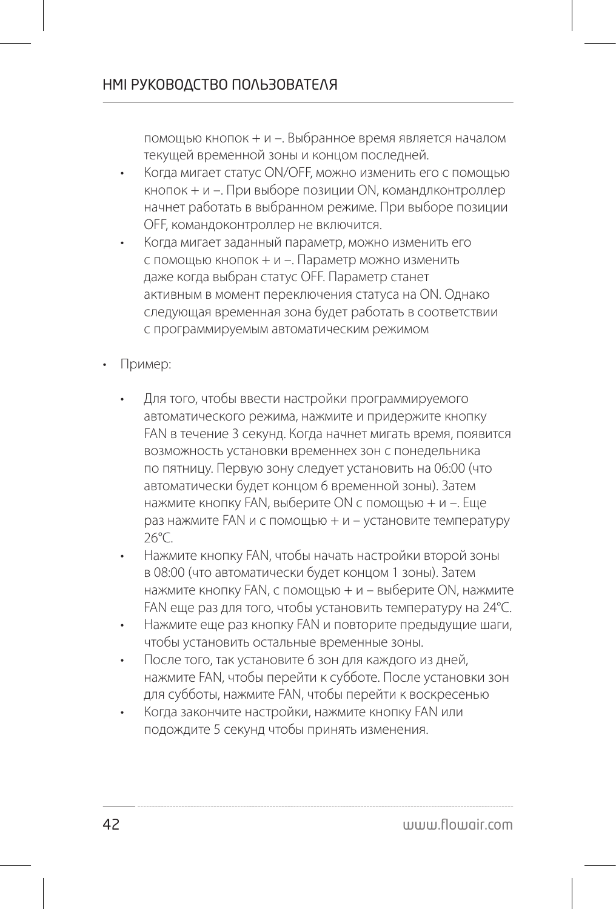помощью кнопок + и –. Выбранное время является началом текущей временной зоны и концом последней.

- Когда мигает статус ON/OFF, можно изменить его с помощью кнопок + и –. При выборе позиции ON, командлконтроллер начнет работать в выбранном режиме. При выборе позиции OFF, командоконтроллер не включится.
- Когда мигает заданный параметр, можно изменить его с помощью кнопок + и –. Параметр можно изменить даже когда выбран статус OFF. Параметр станет активным в момент переключения статуса на ON. Однако следующая временная зона будет работать в соответствии с программируемым автоматическим режимом

- Пример:
  - Для того, чтобы ввести настройки программируемого автоматического режима, нажмите и придержите кнопку FAN в течение 3 секунд. Когда начнет мигать время, появится возможность установки временнех зон с понедельника по пятницу. Первую зону следует установить на 06:00 (что автоматически будет концом 6 временной зоны). Затем нажмите кнопку FAN, выберите ON с помощью + и –. Еще раз нажмите FAN и с помощью + и – установите температуру 26°C.
  - Нажмите кнопку FAN, чтобы начать настройки второй зоны в 08:00 (что автоматически будет концом 1 зоны). Затем нажмите кнопку FAN, с помощью + и – выберите ON, нажмите FAN еще раз для того, чтобы установить температуру на 24°C.
  - Нажмите еще раз кнопку FAN и повторите предыдущие шаги, чтобы установить остальные временные зоны.
  - После того, так установите 6 зон для каждого из дней, нажмите FAN, чтобы перейти к субботе. После установки зон для субботы, нажмите FAN, чтобы перейти к воскресенью
  - Когда закончите настройки, нажмите кнопку FAN или подождите 5 секунд чтобы принять изменения.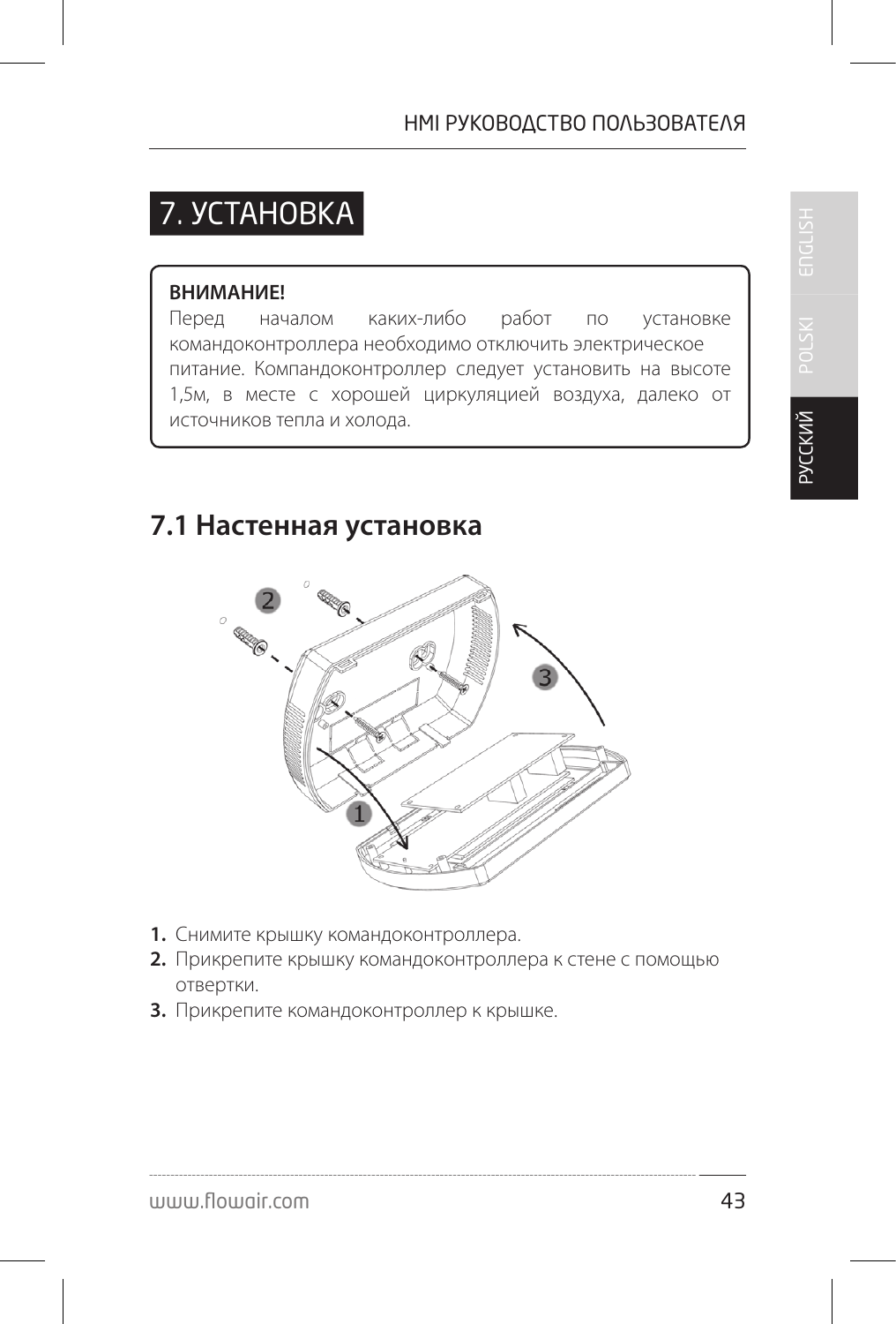# 7. УСТАНОВКА

> **ВНИМАНИЕ!**
> Перед началом каких-либо работ по установке командоконтроллера необходимо отключить электрическое питание. Компандоконтроллер следует установить на высоте 1,5м, в месте с хорошей циркуляцией воздуха, далеко от источников тепла и холода.

## 7.1 Настенная установка

1. Снимите крышку командоконтроллера.
2. Прикрепите крышку командоконтроллера к стене с помощью отвертки.
3. Прикрепите командоконтроллер к крышке.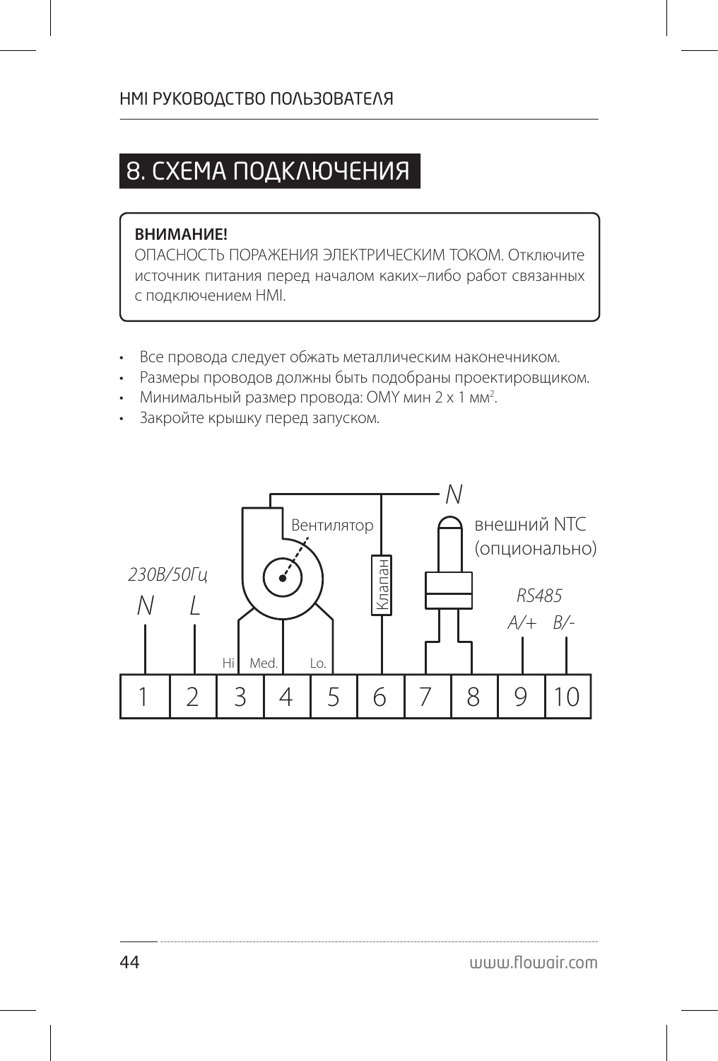// 8. СХЕМА ПОДКЛЮЧЕНИЯ

**ВНИМАНИЕ!**
ОПАСНОСТЬ ПОРАЖЕНИЯ ЭЛЕКТРИЧЕСКИМ ТОКОМ. Отключите источник питания перед началом каких–либо работ связанных с подключением HMI.

- Все провода следует обжать металлическим наконечником.
- Размеры проводов должны быть подобраны проектировщиком.
- Минимальный размер провода: OMY мин 2 x 1 мм².
- Закройте крышку перед запуском.

*230В/50Гц*

*N* *L*

Вентилятор

Hi Med. Lo.

Клапан

*N*

внешний NTC (опционально)

*RS485*

*A/+* *B/-*

| 1 | 2 | 3 | 4 | 5 | 6 | 7 | 8 | 9 | 10 |
|---|---|---|---|---|---|---|---|---|---|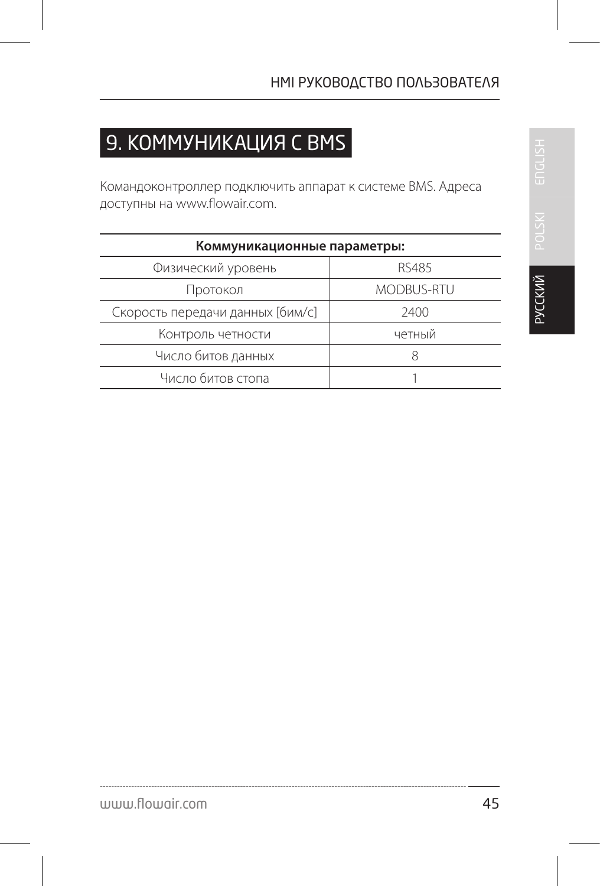# 9. КОММУНИКАЦИЯ С BMS

Командоконтроллер подключить аппарат к системе BMS. Адреса доступны на www.flowair.com.

| **Коммуникационные параметры:** | |
|---|---|
| Физический уровень | RS485 |
| Протокол | MODBUS-RTU |
| Скорость передачи данных [бим/с] | 2400 |
| Контроль четности | четный |
| Число битов данных | 8 |
| Число битов стопа | 1 |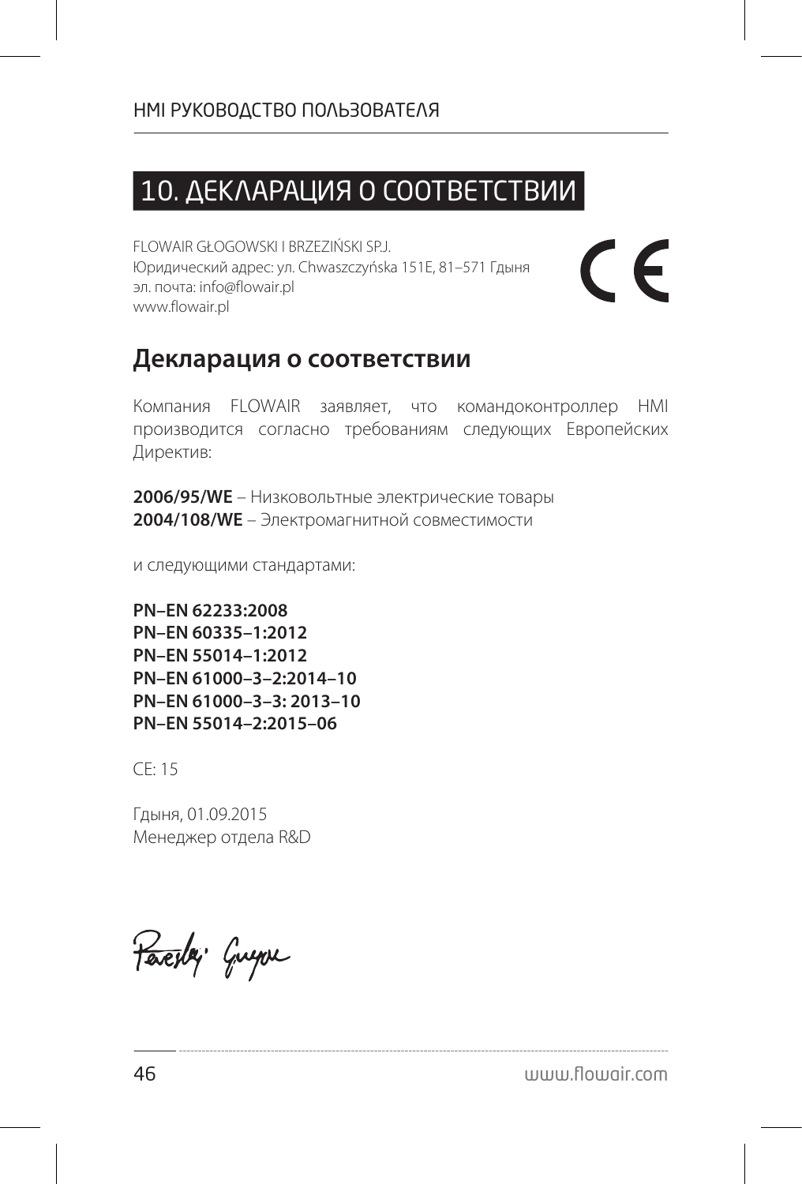# 10. ДЕКЛАРАЦИЯ О СООТВЕТСТВИИ

FLOWAIR GŁOGOWSKI I BRZEZIŃSKI SP.J.
Юридический адрес: ул. Chwaszczyńska 151E, 81–571 Гдыня
эл. почта: info@flowair.pl
www.flowair.pl

CE

## Декларация о соответствии

Компания FLOWAIR заявляет, что командоконтроллер HMI производится согласно требованиям следующих Европейских Директив:

**2006/95/WE** – Низковольтные электрические товары
**2004/108/WE** – Электромагнитной совместимости

и следующими стандартами:

**PN–EN 62233:2008**
**PN–EN 60335–1:2012**
**PN–EN 55014–1:2012**
**PN–EN 61000–3–2:2014–10**
**PN–EN 61000–3–3: 2013–10**
**PN–EN 55014–2:2015–06**

CE: 15

Гдыня, 01.09.2015
Менеджер отдела R&D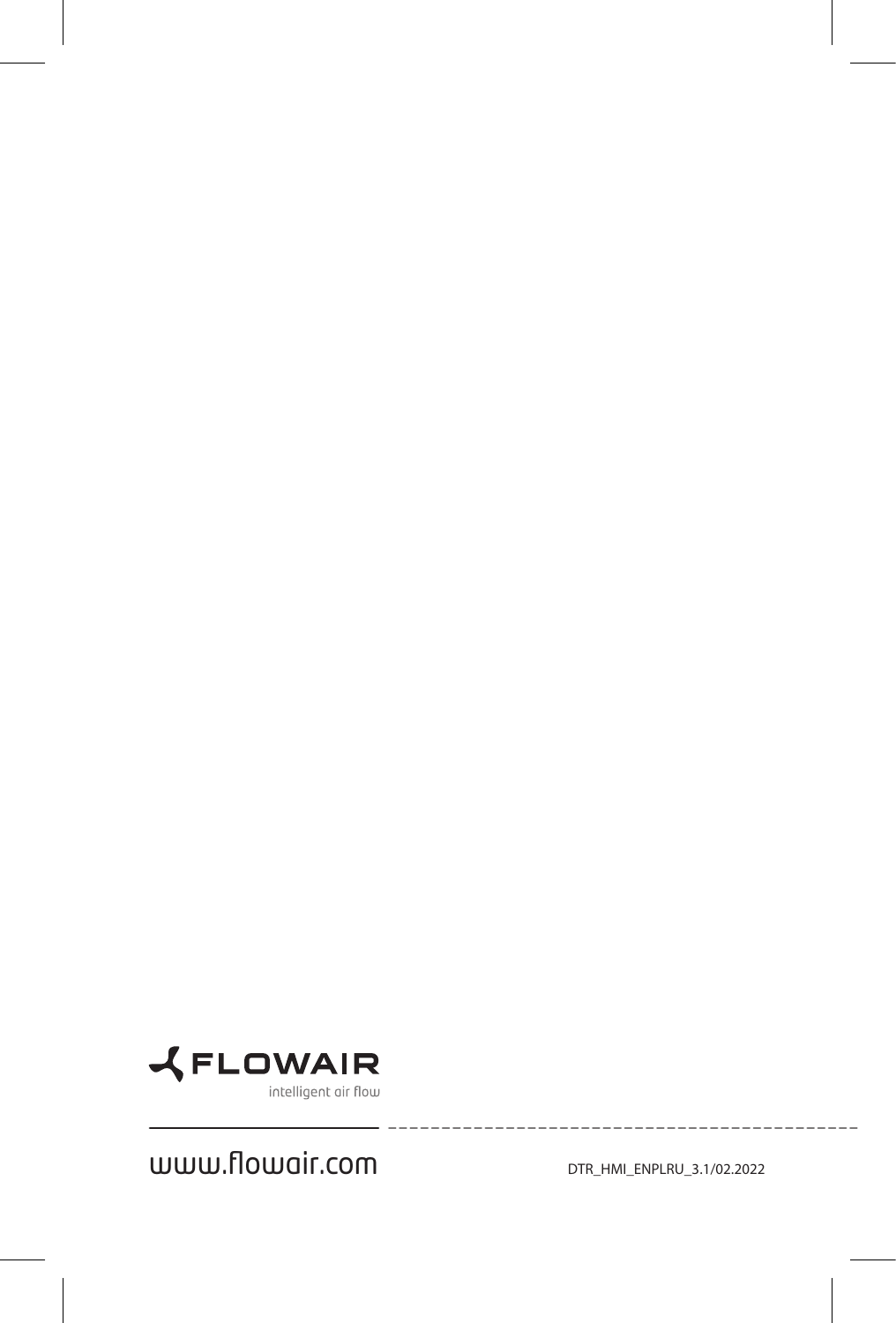FLOWAIR

intelligent air flow

www.flowair.com

DTR_HMI_ENPLRU_3.1/02.2022